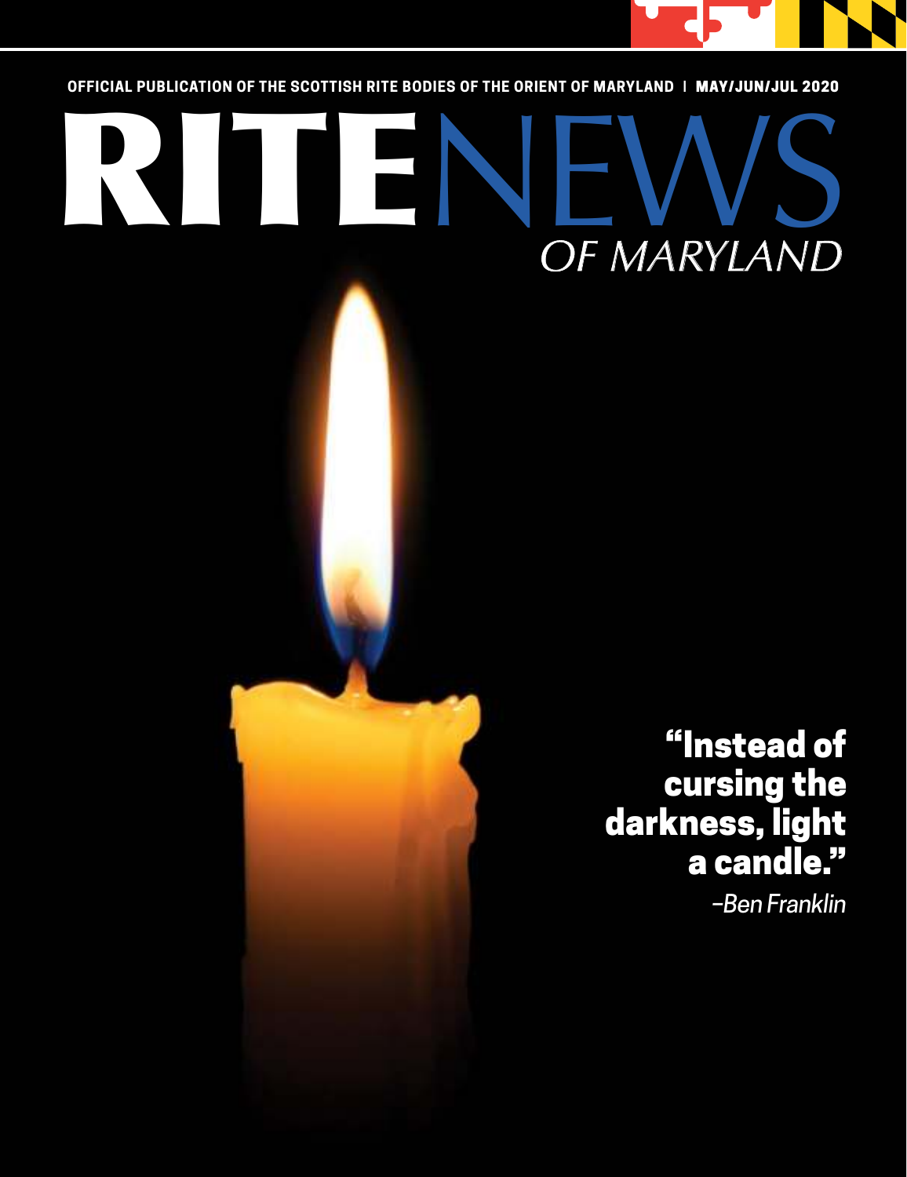OFFICIAL PUBLICATION OF THE SCOTTISH RITE BODIES OF THE ORIENT OF MARYLAND | MAY/JUN/JUL 2020

# RITENEWS OF MARYLAND

**"Instead of cursing the darkness, light a candle."**

*–Ben Franklin*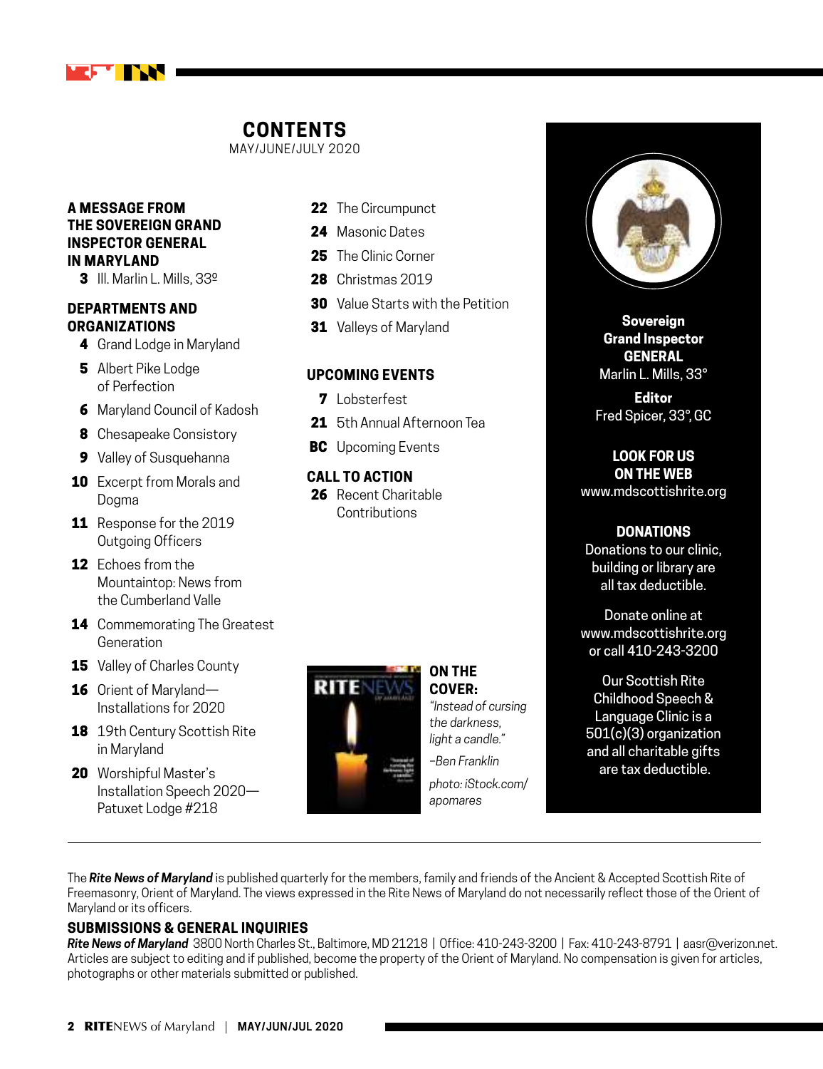# CONTENTS

MAY/JUNE/JULY 2020

### A MESSAGE FROM THE SOVEREIGN GRAND INSPECTOR GENERAL IN MARYLAND

- **3** Ill. Marlin L. Mills, 33º

### DEPARTMENTS AND ORGANIZATIONS

- **4** Grand Lodge in Maryland
- **5** Albert Pike Lodge of Perfection
- **6** Maryland Council of Kadosh
- **8** Chesapeake Consistory
- **9** Valley of Susquehanna
- **10** Excerpt from Morals and Dogma
- **11** Response for the 2019 Outgoing Officers
- **12** Echoes from the Mountaintop: News from the Cumberland Valle
- **14** Commemorating The Greatest Generation
- **15** Valley of Charles County
- **16** Orient of Maryland—Installations for 2020
- **18** 19th Century Scottish Rite in Maryland
- **20** Worshipful Master's Installation Speech 2020—Patuxet Lodge #218
- **22** The Circumpunct
- **24** Masonic Dates
- **25** The Clinic Corner
- **28** Christmas 2019
- **30** Value Starts with the Petition
- **31** Valleys of Maryland

### UPCOMING EVENTS

- **7** Lobsterfest
- **21** 5th Annual Afternoon Tea
- **BC** Upcoming Events

### CALL TO ACTION

- **26** Recent Charitable Contributions

**ON THE COVER:**
*"Instead of cursing the darkness, light a candle."*
*–Ben Franklin*
*photo: iStock.com/apomares*

**Sovereign Grand Inspector GENERAL**
Marlin L. Mills, 33°

**Editor**
Fred Spicer, 33°, GC

**LOOK FOR US ON THE WEB**
www.mdscottishrite.org

**DONATIONS**
Donations to our clinic, building or library are all tax deductible.

Donate online at www.mdscottishrite.org or call 410-243-3200

Our Scottish Rite Childhood Speech & Language Clinic is a 501(c)(3) organization and all charitable gifts are tax deductible.

---

The ***Rite News of Maryland*** is published quarterly for the members, family and friends of the Ancient & Accepted Scottish Rite of Freemasonry, Orient of Maryland. The views expressed in the Rite News of Maryland do not necessarily reflect those of the Orient of Maryland or its officers.

### SUBMISSIONS & GENERAL INQUIRIES

***Rite News of Maryland*** 3800 North Charles St., Baltimore, MD 21218 | Office: 410-243-3200 | Fax: 410-243-8791 | aasr@verizon.net. Articles are subject to editing and if published, become the property of the Orient of Maryland. No compensation is given for articles, photographs or other materials submitted or published.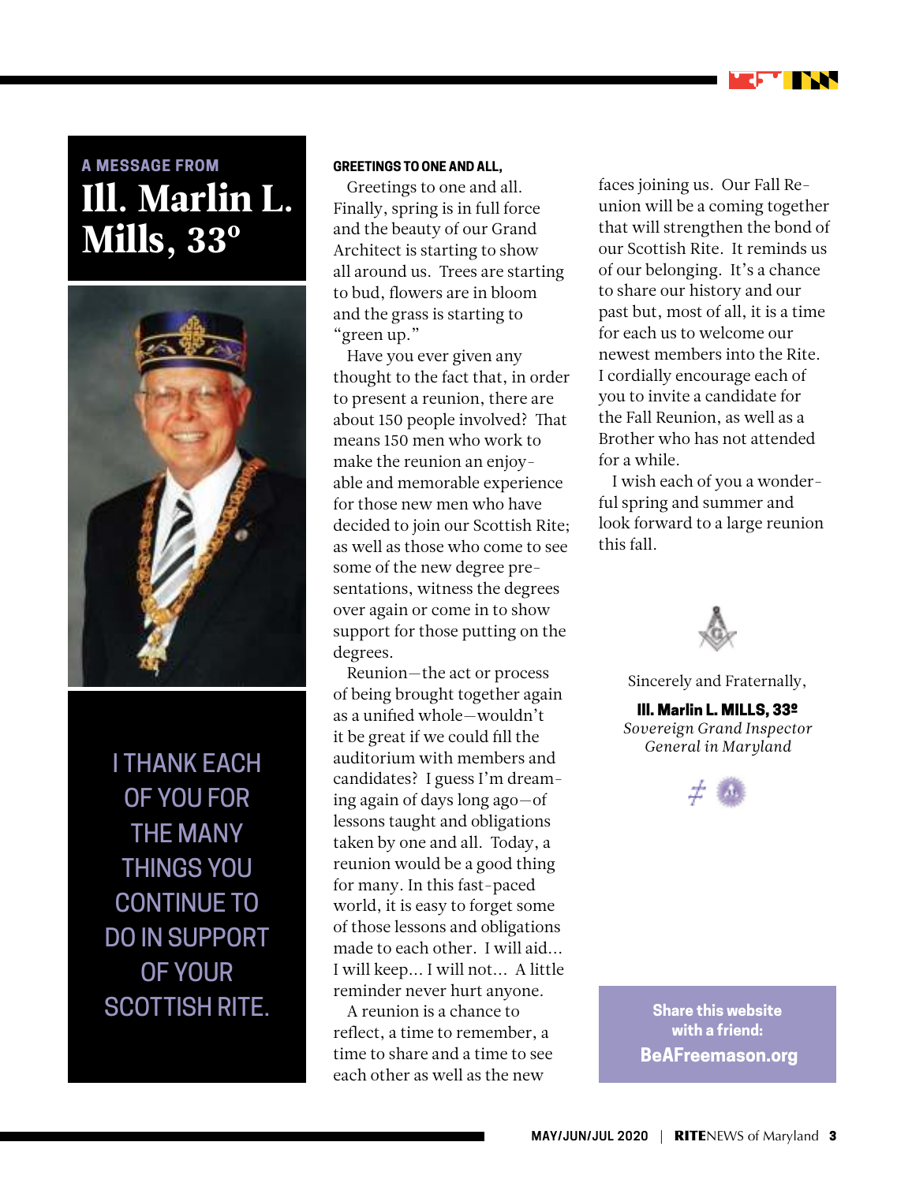A MESSAGE FROM

# Ill. Marlin L. Mills, 33°

I THANK EACH OF YOU FOR THE MANY THINGS YOU CONTINUE TO DO IN SUPPORT OF YOUR SCOTTISH RITE.

**GREETINGS TO ONE AND ALL,**

Greetings to one and all. Finally, spring is in full force and the beauty of our Grand Architect is starting to show all around us. Trees are starting to bud, flowers are in bloom and the grass is starting to "green up."

Have you ever given any thought to the fact that, in order to present a reunion, there are about 150 people involved? That means 150 men who work to make the reunion an enjoyable and memorable experience for those new men who have decided to join our Scottish Rite; as well as those who come to see some of the new degree presentations, witness the degrees over again or come in to show support for those putting on the degrees.

Reunion—the act or process of being brought together again as a unified whole—wouldn't it be great if we could fill the auditorium with members and candidates? I guess I'm dreaming again of days long ago—of lessons taught and obligations taken by one and all. Today, a reunion would be a good thing for many. In this fast-paced world, it is easy to forget some of those lessons and obligations made to each other. I will aid... I will keep... I will not... A little reminder never hurt anyone.

A reunion is a chance to reflect, a time to remember, a time to share and a time to see each other as well as the new faces joining us. Our Fall Reunion will be a coming together that will strengthen the bond of our Scottish Rite. It reminds us of our belonging. It's a chance to share our history and our past but, most of all, it is a time for each us to welcome our newest members into the Rite. I cordially encourage each of you to invite a candidate for the Fall Reunion, as well as a Brother who has not attended for a while.

I wish each of you a wonderful spring and summer and look forward to a large reunion this fall.

Sincerely and Fraternally,

**Ill. Marlin L. MILLS, 33º**
*Sovereign Grand Inspector General in Maryland*

**Share this website with a friend:**
**BeAFreemason.org**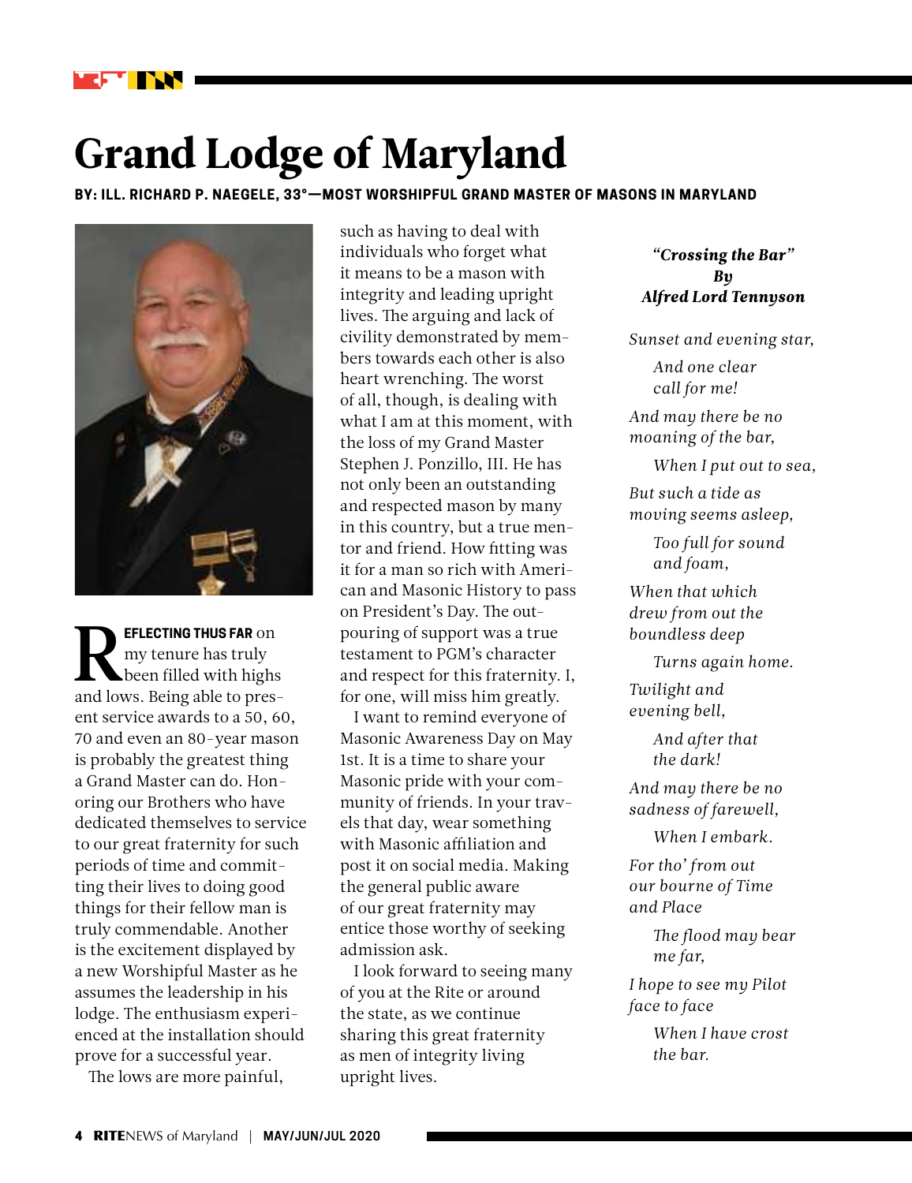# Grand Lodge of Maryland

**BY: ILL. RICHARD P. NAEGELE, 33°—MOST WORSHIPFUL GRAND MASTER OF MASONS IN MARYLAND**

**REFLECTING THUS FAR** on my tenure has truly been filled with highs and lows. Being able to present service awards to a 50, 60, 70 and even an 80-year mason is probably the greatest thing a Grand Master can do. Honoring our Brothers who have dedicated themselves to service to our great fraternity for such periods of time and committing their lives to doing good things for their fellow man is truly commendable. Another is the excitement displayed by a new Worshipful Master as he assumes the leadership in his lodge. The enthusiasm experienced at the installation should prove for a successful year.

The lows are more painful, such as having to deal with individuals who forget what it means to be a mason with integrity and leading upright lives. The arguing and lack of civility demonstrated by members towards each other is also heart wrenching. The worst of all, though, is dealing with what I am at this moment, with the loss of my Grand Master Stephen J. Ponzillo, III. He has not only been an outstanding and respected mason by many in this country, but a true mentor and friend. How fitting was it for a man so rich with American and Masonic History to pass on President's Day. The outpouring of support was a true testament to PGM's character and respect for this fraternity. I, for one, will miss him greatly.

I want to remind everyone of Masonic Awareness Day on May 1st. It is a time to share your Masonic pride with your community of friends. In your travels that day, wear something with Masonic affiliation and post it on social media. Making the general public aware of our great fraternity may entice those worthy of seeking admission ask.

I look forward to seeing many of you at the Rite or around the state, as we continue sharing this great fraternity as men of integrity living upright lives.

***"Crossing the Bar"***
***By***
***Alfred Lord Tennyson***

*Sunset and evening star,*
*And one clear call for me!*
*And may there be no moaning of the bar,*
*When I put out to sea,*

*But such a tide as moving seems asleep,*
*Too full for sound and foam,*
*When that which drew from out the boundless deep*
*Turns again home.*

*Twilight and evening bell,*
*And after that the dark!*
*And may there be no sadness of farewell,*
*When I embark.*

*For tho' from out our bourne of Time and Place*
*The flood may bear me far,*
*I hope to see my Pilot face to face*
*When I have crost the bar.*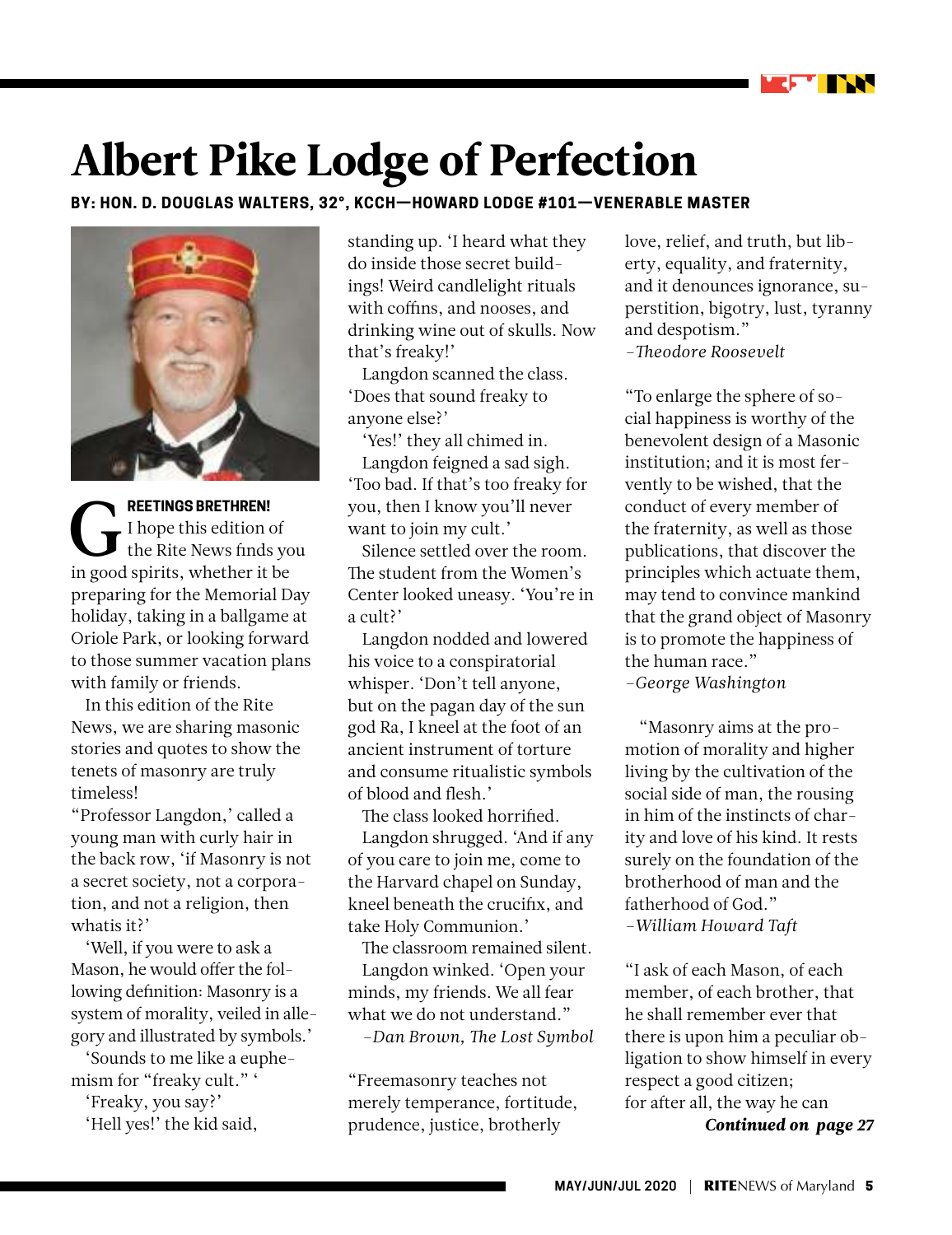# Albert Pike Lodge of Perfection

**BY: HON. D. DOUGLAS WALTERS, 32°, KCCH—HOWARD LODGE #101—VENERABLE MASTER**

**GREETINGS BRETHREN!** I hope this edition of the Rite News finds you in good spirits, whether it be preparing for the Memorial Day holiday, taking in a ballgame at Oriole Park, or looking forward to those summer vacation plans with family or friends.

In this edition of the Rite News, we are sharing masonic stories and quotes to show the tenets of masonry are truly timeless!

"Professor Langdon,' called a young man with curly hair in the back row, 'if Masonry is not a secret society, not a corporation, and not a religion, then whatis it?'

'Well, if you were to ask a Mason, he would offer the following definition: Masonry is a system of morality, veiled in allegory and illustrated by symbols.'

'Sounds to me like a euphemism for "freaky cult." '

'Freaky, you say?'

'Hell yes!' the kid said, standing up. 'I heard what they do inside those secret buildings! Weird candlelight rituals with coffins, and nooses, and drinking wine out of skulls. Now that's freaky!'

Langdon scanned the class. 'Does that sound freaky to anyone else?'

'Yes!' they all chimed in.

Langdon feigned a sad sigh. 'Too bad. If that's too freaky for you, then I know you'll never want to join my cult.'

Silence settled over the room. The student from the Women's Center looked uneasy. 'You're in a cult?'

Langdon nodded and lowered his voice to a conspiratorial whisper. 'Don't tell anyone, but on the pagan day of the sun god Ra, I kneel at the foot of an ancient instrument of torture and consume ritualistic symbols of blood and flesh.'

The class looked horrified.

Langdon shrugged. 'And if any of you care to join me, come to the Harvard chapel on Sunday, kneel beneath the crucifix, and take Holy Communion.'

The classroom remained silent.

Langdon winked. 'Open your minds, my friends. We all fear what we do not understand."

*–Dan Brown, The Lost Symbol*

"Freemasonry teaches not merely temperance, fortitude, prudence, justice, brotherly love, relief, and truth, but liberty, equality, and fraternity, and it denounces ignorance, superstition, bigotry, lust, tyranny and despotism."

*–Theodore Roosevelt*

"To enlarge the sphere of social happiness is worthy of the benevolent design of a Masonic institution; and it is most fervently to be wished, that the conduct of every member of the fraternity, as well as those publications, that discover the principles which actuate them, may tend to convince mankind that the grand object of Masonry is to promote the happiness of the human race."

*–George Washington*

"Masonry aims at the promotion of morality and higher living by the cultivation of the social side of man, the rousing in him of the instincts of charity and love of his kind. It rests surely on the foundation of the brotherhood of man and the fatherhood of God."

*–William Howard Taft*

"I ask of each Mason, of each member, of each brother, that he shall remember ever that there is upon him a peculiar obligation to show himself in every respect a good citizen; for after all, the way he can

***Continued on page 27***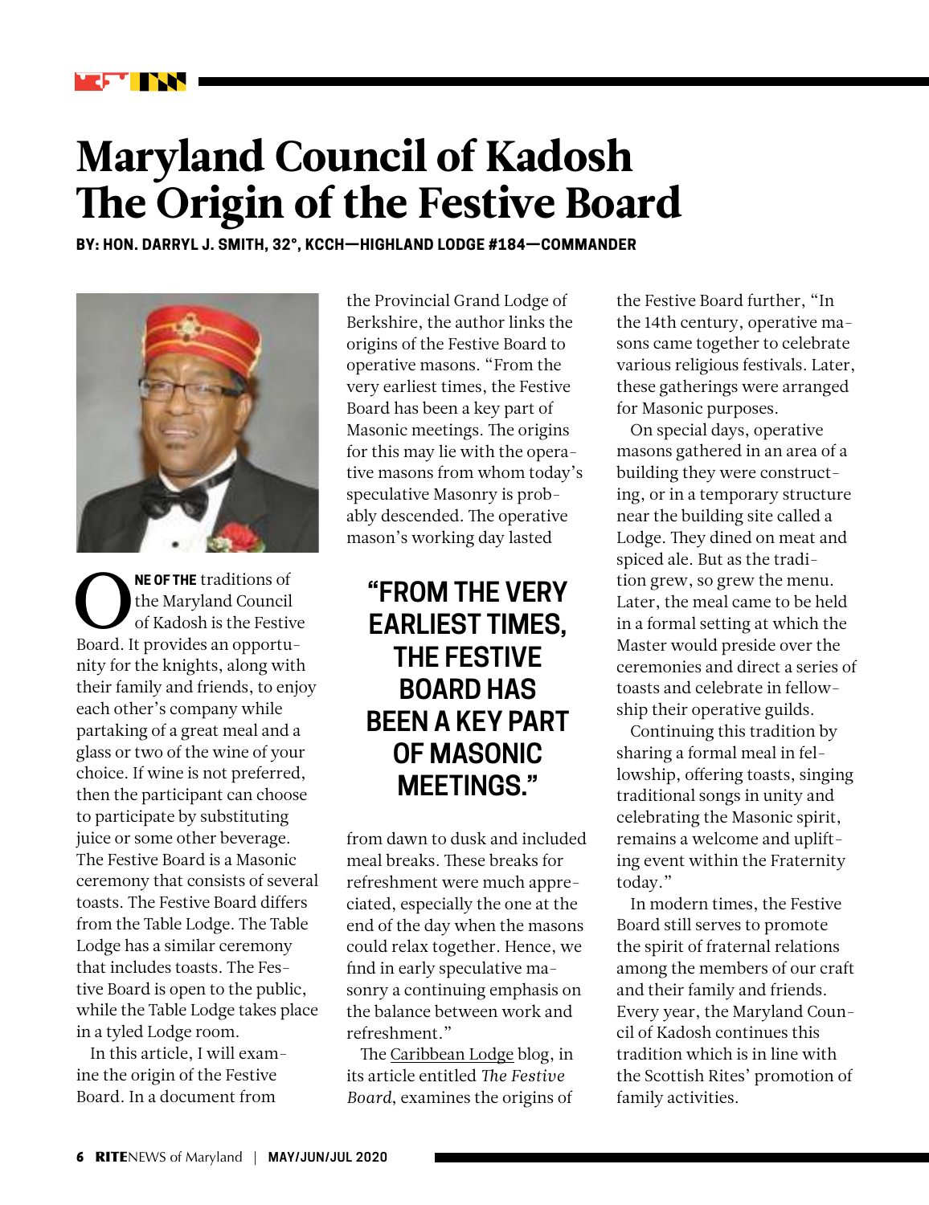# Maryland Council of Kadosh The Origin of the Festive Board

**BY: HON. DARRYL J. SMITH, 32°, KCCH—HIGHLAND LODGE #184—COMMANDER**

**ONE OF THE** traditions of the Maryland Council of Kadosh is the Festive Board. It provides an opportunity for the knights, along with their family and friends, to enjoy each other's company while partaking of a great meal and a glass or two of the wine of your choice. If wine is not preferred, then the participant can choose to participate by substituting juice or some other beverage. The Festive Board is a Masonic ceremony that consists of several toasts. The Festive Board differs from the Table Lodge. The Table Lodge has a similar ceremony that includes toasts. The Festive Board is open to the public, while the Table Lodge takes place in a tyled Lodge room.

In this article, I will examine the origin of the Festive Board. In a document from the Provincial Grand Lodge of Berkshire, the author links the origins of the Festive Board to operative masons. "From the very earliest times, the Festive Board has been a key part of Masonic meetings. The origins for this may lie with the operative masons from whom today's speculative Masonry is probably descended. The operative mason's working day lasted from dawn to dusk and included meal breaks. These breaks for refreshment were much appreciated, especially the one at the end of the day when the masons could relax together. Hence, we find in early speculative masonry a continuing emphasis on the balance between work and refreshment."

> **"FROM THE VERY EARLIEST TIMES, THE FESTIVE BOARD HAS BEEN A KEY PART OF MASONIC MEETINGS."**

The Caribbean Lodge blog, in its article entitled *The Festive Board*, examines the origins of the Festive Board further, "In the 14th century, operative masons came together to celebrate various religious festivals. Later, these gatherings were arranged for Masonic purposes.

On special days, operative masons gathered in an area of a building they were constructing, or in a temporary structure near the building site called a Lodge. They dined on meat and spiced ale. But as the tradition grew, so grew the menu. Later, the meal came to be held in a formal setting at which the Master would preside over the ceremonies and direct a series of toasts and celebrate in fellowship their operative guilds.

Continuing this tradition by sharing a formal meal in fellowship, offering toasts, singing traditional songs in unity and celebrating the Masonic spirit, remains a welcome and uplifting event within the Fraternity today."

In modern times, the Festive Board still serves to promote the spirit of fraternal relations among the members of our craft and their family and friends. Every year, the Maryland Council of Kadosh continues this tradition which is in line with the Scottish Rites' promotion of family activities.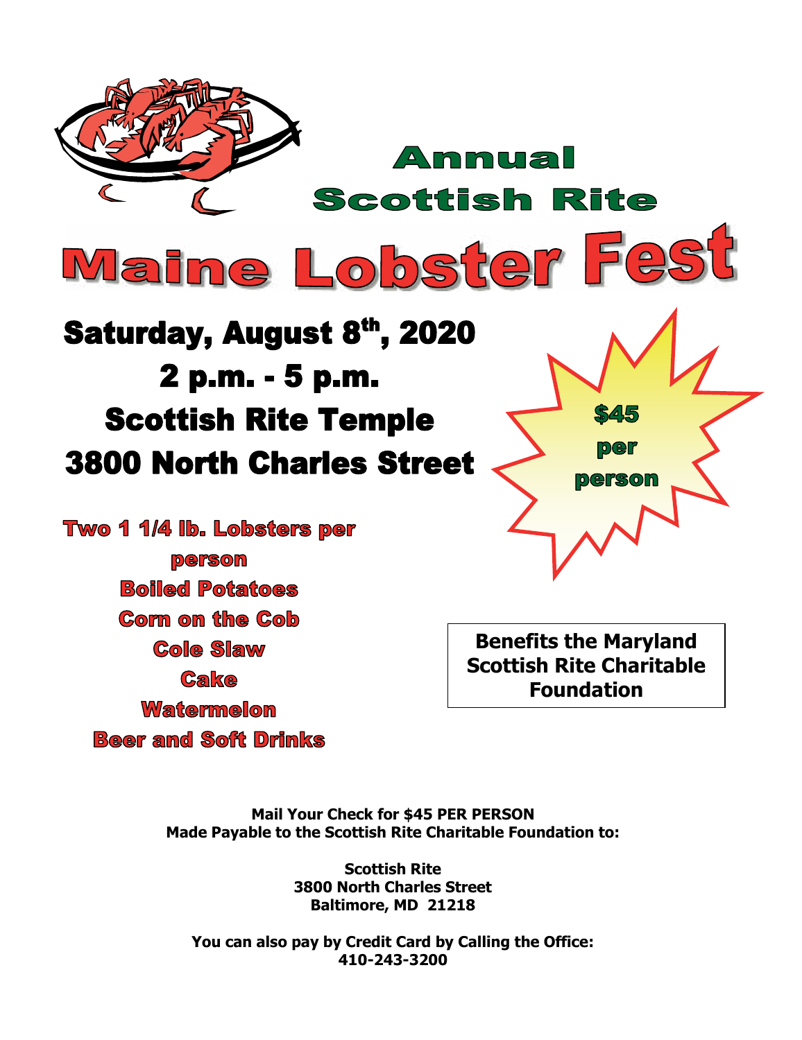# Annual Scottish Rite Maine Lobster Fest

## Saturday, August 8th, 2020

## 2 p.m. - 5 p.m.

## Scottish Rite Temple

## 3800 North Charles Street

**$45 per person**

**Two 1 1/4 lb. Lobsters per person**
**Boiled Potatoes**
**Corn on the Cob**
**Cole Slaw**
**Cake**
**Watermelon**
**Beer and Soft Drinks**

**Benefits the Maryland Scottish Rite Charitable Foundation**

**Mail Your Check for $45 PER PERSON**
**Made Payable to the Scottish Rite Charitable Foundation to:**

**Scottish Rite**
**3800 North Charles Street**
**Baltimore, MD 21218**

**You can also pay by Credit Card by Calling the Office:**
**410-243-3200**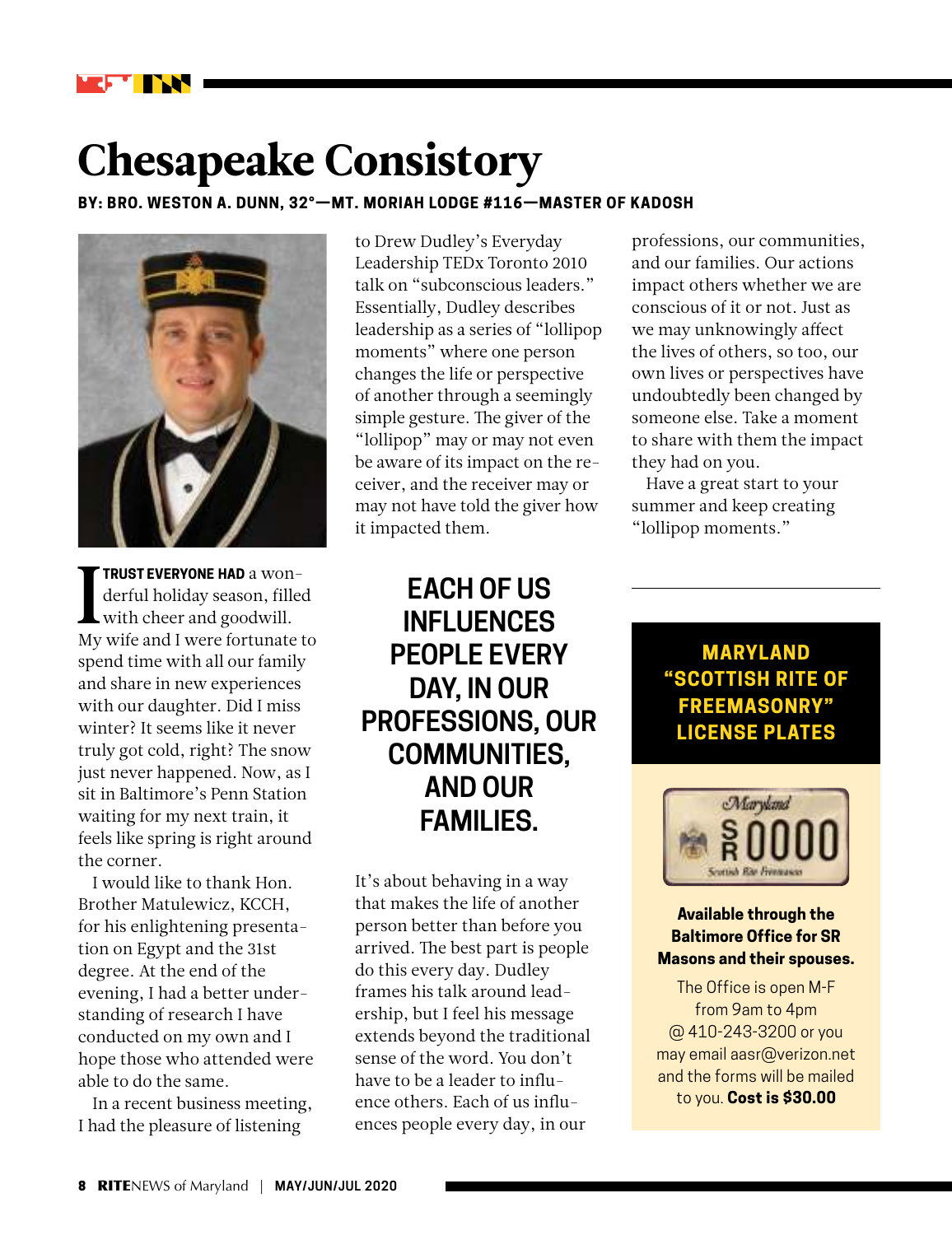# Chesapeake Consistory

**BY: BRO. WESTON A. DUNN, 32°—MT. MORIAH LODGE #116—MASTER OF KADOSH**

**I TRUST EVERYONE HAD** a wonderful holiday season, filled with cheer and goodwill. My wife and I were fortunate to spend time with all our family and share in new experiences with our daughter. Did I miss winter? It seems like it never truly got cold, right? The snow just never happened. Now, as I sit in Baltimore's Penn Station waiting for my next train, it feels like spring is right around the corner.

I would like to thank Hon. Brother Matulewicz, KCCH, for his enlightening presentation on Egypt and the 31st degree. At the end of the evening, I had a better understanding of research I have conducted on my own and I hope those who attended were able to do the same.

In a recent business meeting, I had the pleasure of listening to Drew Dudley's Everyday Leadership TEDx Toronto 2010 talk on "subconscious leaders." Essentially, Dudley describes leadership as a series of "lollipop moments" where one person changes the life or perspective of another through a seemingly simple gesture. The giver of the "lollipop" may or may not even be aware of its impact on the receiver, and the receiver may or may not have told the giver how it impacted them.

**EACH OF US INFLUENCES PEOPLE EVERY DAY, IN OUR PROFESSIONS, OUR COMMUNITIES, AND OUR FAMILIES.**

It's about behaving in a way that makes the life of another person better than before you arrived. The best part is people do this every day. Dudley frames his talk around leadership, but I feel his message extends beyond the traditional sense of the word. You don't have to be a leader to influence others. Each of us influences people every day, in our professions, our communities, and our families. Our actions impact others whether we are conscious of it or not. Just as we may unknowingly affect the lives of others, so too, our own lives or perspectives have undoubtedly been changed by someone else. Take a moment to share with them the impact they had on you.

Have a great start to your summer and keep creating "lollipop moments."

---

**MARYLAND "SCOTTISH RITE OF FREEMASONRY" LICENSE PLATES**

**Available through the Baltimore Office for SR Masons and their spouses.**

The Office is open M-F from 9am to 4pm @ 410-243-3200 or you may email aasr@verizon.net and the forms will be mailed to you. **Cost is $30.00**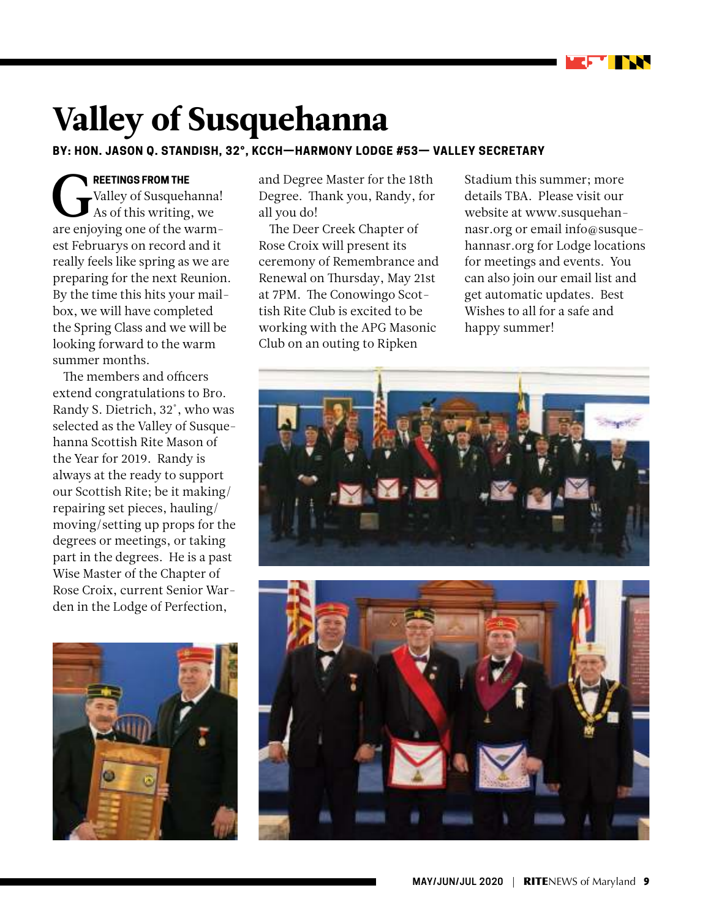# Valley of Susquehanna

**BY: HON. JASON Q. STANDISH, 32°, KCCH—HARMONY LODGE #53— VALLEY SECRETARY**

**GREETINGS FROM THE** Valley of Susquehanna! As of this writing, we are enjoying one of the warmest Februarys on record and it really feels like spring as we are preparing for the next Reunion. By the time this hits your mailbox, we will have completed the Spring Class and we will be looking forward to the warm summer months.

The members and officers extend congratulations to Bro. Randy S. Dietrich, 32°, who was selected as the Valley of Susquehanna Scottish Rite Mason of the Year for 2019. Randy is always at the ready to support our Scottish Rite; be it making/repairing set pieces, hauling/moving/setting up props for the degrees or meetings, or taking part in the degrees. He is a past Wise Master of the Chapter of Rose Croix, current Senior Warden in the Lodge of Perfection, and Degree Master for the 18th Degree. Thank you, Randy, for all you do!

The Deer Creek Chapter of Rose Croix will present its ceremony of Remembrance and Renewal on Thursday, May 21st at 7PM. The Conowingo Scottish Rite Club is excited to be working with the APG Masonic Club on an outing to Ripken Stadium this summer; more details TBA. Please visit our website at www.susquehannasr.org or email info@susquehannasr.org for Lodge locations for meetings and events. You can also join our email list and get automatic updates. Best Wishes to all for a safe and happy summer!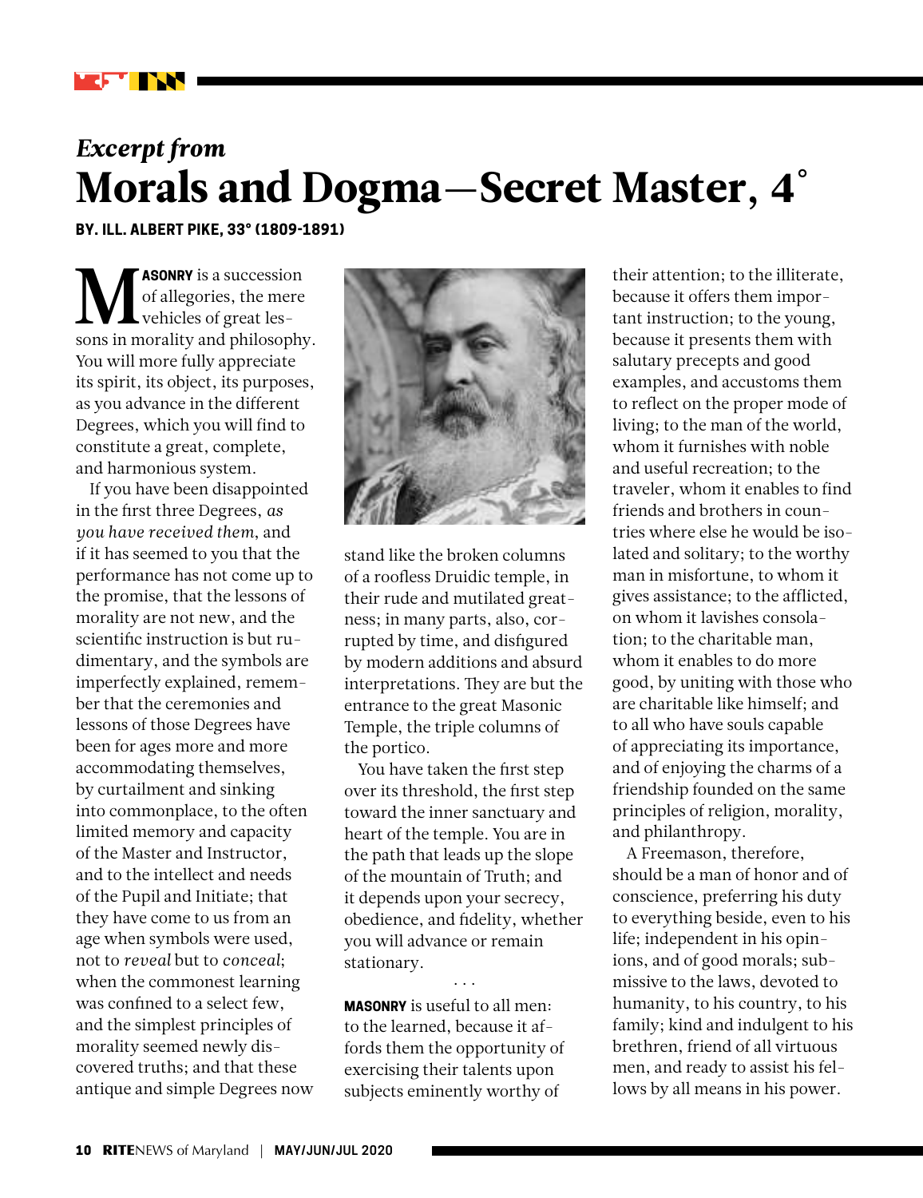*Excerpt from*

# Morals and Dogma—Secret Master, 4°

**BY. ILL. ALBERT PIKE, 33° (1809-1891)**

**MASONRY** is a succession of allegories, the mere vehicles of great lessons in morality and philosophy. You will more fully appreciate its spirit, its object, its purposes, as you advance in the different Degrees, which you will find to constitute a great, complete, and harmonious system.

If you have been disappointed in the first three Degrees, *as you have received them*, and if it has seemed to you that the performance has not come up to the promise, that the lessons of morality are not new, and the scientific instruction is but rudimentary, and the symbols are imperfectly explained, remember that the ceremonies and lessons of those Degrees have been for ages more and more accommodating themselves, by curtailment and sinking into commonplace, to the often limited memory and capacity of the Master and Instructor, and to the intellect and needs of the Pupil and Initiate; that they have come to us from an age when symbols were used, not to *reveal* but to *conceal*; when the commonest learning was confined to a select few, and the simplest principles of morality seemed newly discovered truths; and that these antique and simple Degrees now stand like the broken columns of a roofless Druidic temple, in their rude and mutilated greatness; in many parts, also, corrupted by time, and disfigured by modern additions and absurd interpretations. They are but the entrance to the great Masonic Temple, the triple columns of the portico.

You have taken the first step over its threshold, the first step toward the inner sanctuary and heart of the temple. You are in the path that leads up the slope of the mountain of Truth; and it depends upon your secrecy, obedience, and fidelity, whether you will advance or remain stationary.

. . .

**MASONRY** is useful to all men: to the learned, because it affords them the opportunity of exercising their talents upon subjects eminently worthy of their attention; to the illiterate, because it offers them important instruction; to the young, because it presents them with salutary precepts and good examples, and accustoms them to reflect on the proper mode of living; to the man of the world, whom it furnishes with noble and useful recreation; to the traveler, whom it enables to find friends and brothers in countries where else he would be isolated and solitary; to the worthy man in misfortune, to whom it gives assistance; to the afflicted, on whom it lavishes consolation; to the charitable man, whom it enables to do more good, by uniting with those who are charitable like himself; and to all who have souls capable of appreciating its importance, and of enjoying the charms of a friendship founded on the same principles of religion, morality, and philanthropy.

A Freemason, therefore, should be a man of honor and of conscience, preferring his duty to everything beside, even to his life; independent in his opinions, and of good morals; submissive to the laws, devoted to humanity, to his country, to his family; kind and indulgent to his brethren, friend of all virtuous men, and ready to assist his fellows by all means in his power.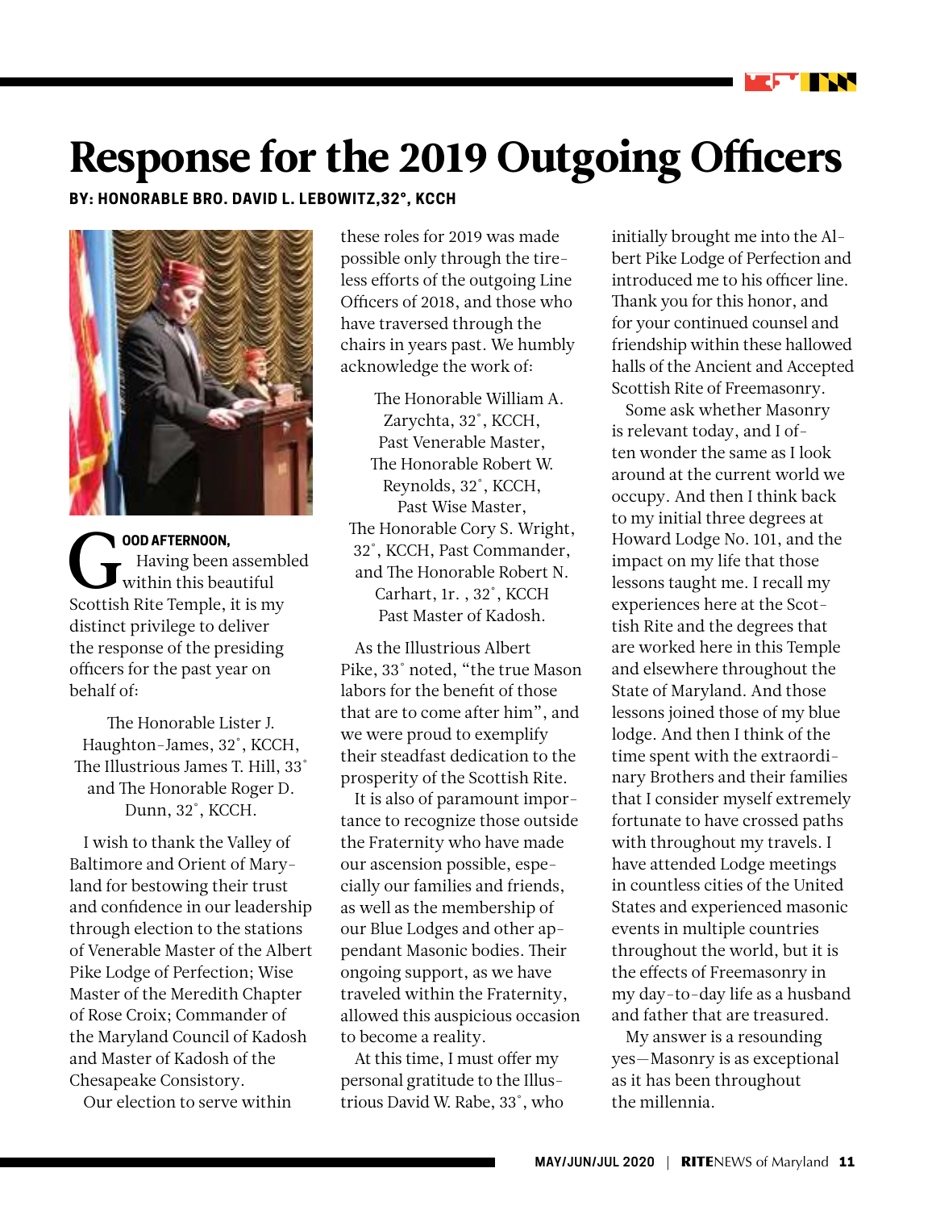# Response for the 2019 Outgoing Officers

**BY: HONORABLE BRO. DAVID L. LEBOWITZ,32°, KCCH**

**GOOD AFTERNOON,**

Having been assembled within this beautiful Scottish Rite Temple, it is my distinct privilege to deliver the response of the presiding officers for the past year on behalf of:

The Honorable Lister J. Haughton-James, 32˚, KCCH,
The Illustrious James T. Hill, 33˚
and The Honorable Roger D. Dunn, 32˚, KCCH.

I wish to thank the Valley of Baltimore and Orient of Maryland for bestowing their trust and confidence in our leadership through election to the stations of Venerable Master of the Albert Pike Lodge of Perfection; Wise Master of the Meredith Chapter of Rose Croix; Commander of the Maryland Council of Kadosh and Master of Kadosh of the Chesapeake Consistory.

Our election to serve within these roles for 2019 was made possible only through the tireless efforts of the outgoing Line Officers of 2018, and those who have traversed through the chairs in years past. We humbly acknowledge the work of:

The Honorable William A. Zarychta, 32˚, KCCH,
Past Venerable Master,
The Honorable Robert W. Reynolds, 32˚, KCCH,
Past Wise Master,
The Honorable Cory S. Wright, 32˚, KCCH, Past Commander,
and The Honorable Robert N. Carhart, 1r. , 32˚, KCCH
Past Master of Kadosh.

As the Illustrious Albert Pike, 33˚ noted, "the true Mason labors for the benefit of those that are to come after him", and we were proud to exemplify their steadfast dedication to the prosperity of the Scottish Rite.

It is also of paramount importance to recognize those outside the Fraternity who have made our ascension possible, especially our families and friends, as well as the membership of our Blue Lodges and other appendant Masonic bodies. Their ongoing support, as we have traveled within the Fraternity, allowed this auspicious occasion to become a reality.

At this time, I must offer my personal gratitude to the Illustrious David W. Rabe, 33˚, who initially brought me into the Albert Pike Lodge of Perfection and introduced me to his officer line. Thank you for this honor, and for your continued counsel and friendship within these hallowed halls of the Ancient and Accepted Scottish Rite of Freemasonry.

Some ask whether Masonry is relevant today, and I often wonder the same as I look around at the current world we occupy. And then I think back to my initial three degrees at Howard Lodge No. 101, and the impact on my life that those lessons taught me. I recall my experiences here at the Scottish Rite and the degrees that are worked here in this Temple and elsewhere throughout the State of Maryland. And those lessons joined those of my blue lodge. And then I think of the time spent with the extraordinary Brothers and their families that I consider myself extremely fortunate to have crossed paths with throughout my travels. I have attended Lodge meetings in countless cities of the United States and experienced masonic events in multiple countries throughout the world, but it is the effects of Freemasonry in my day-to-day life as a husband and father that are treasured.

My answer is a resounding yes—Masonry is as exceptional as it has been throughout the millennia.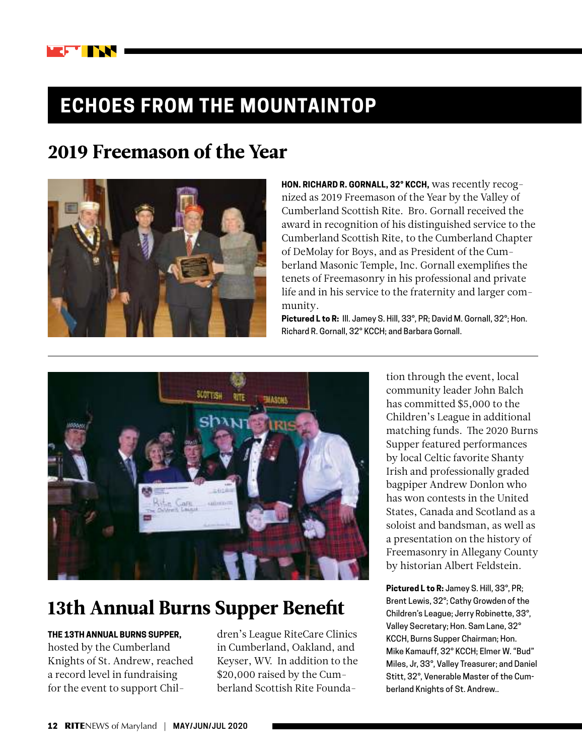# ECHOES FROM THE MOUNTAINTOP

## 2019 Freemason of the Year

**HON. RICHARD R. GORNALL, 32° KCCH,** was recently recognized as 2019 Freemason of the Year by the Valley of Cumberland Scottish Rite. Bro. Gornall received the award in recognition of his distinguished service to the Cumberland Scottish Rite, to the Cumberland Chapter of DeMolay for Boys, and as President of the Cumberland Masonic Temple, Inc. Gornall exemplifies the tenets of Freemasonry in his professional and private life and in his service to the fraternity and larger community.

**Pictured L to R:** Ill. Jamey S. Hill, 33°, PR; David M. Gornall, 32°; Hon. Richard R. Gornall, 32° KCCH; and Barbara Gornall.

## 13th Annual Burns Supper Benefit

**THE 13TH ANNUAL BURNS SUPPER,** hosted by the Cumberland Knights of St. Andrew, reached a record level in fundraising for the event to support Children's League RiteCare Clinics in Cumberland, Oakland, and Keyser, WV. In addition to the $20,000 raised by the Cumberland Scottish Rite Foundation through the event, local community leader John Balch has committed $5,000 to the Children's League in additional matching funds. The 2020 Burns Supper featured performances by local Celtic favorite Shanty Irish and professionally graded bagpiper Andrew Donlon who has won contests in the United States, Canada and Scotland as a soloist and bandsman, as well as a presentation on the history of Freemasonry in Allegany County by historian Albert Feldstein.

**Pictured L to R:** Jamey S. Hill, 33°, PR; Brent Lewis, 32°; Cathy Growden of the Children's League; Jerry Robinette, 33°, Valley Secretary; Hon. Sam Lane, 32° KCCH, Burns Supper Chairman; Hon. Mike Kamauff, 32° KCCH; Elmer W. "Bud" Miles, Jr, 33°, Valley Treasurer; and Daniel Stitt, 32°, Venerable Master of the Cumberland Knights of St. Andrew..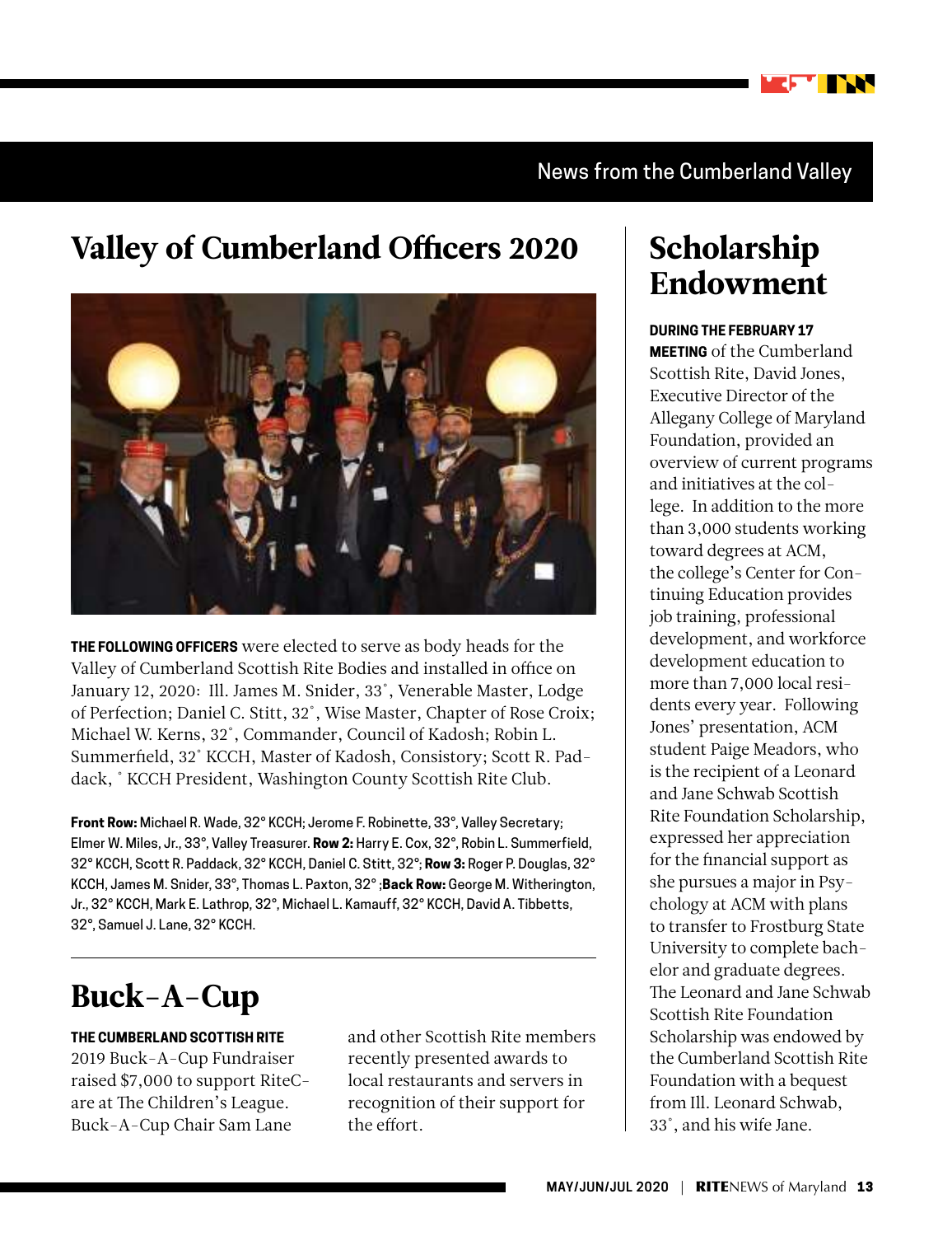News from the Cumberland Valley

## Valley of Cumberland Officers 2020

**THE FOLLOWING OFFICERS** were elected to serve as body heads for the Valley of Cumberland Scottish Rite Bodies and installed in office on January 12, 2020: Ill. James M. Snider, 33˚, Venerable Master, Lodge of Perfection; Daniel C. Stitt, 32˚, Wise Master, Chapter of Rose Croix; Michael W. Kerns, 32˚, Commander, Council of Kadosh; Robin L. Summerfield, 32˚ KCCH, Master of Kadosh, Consistory; Scott R. Paddack, ˚ KCCH President, Washington County Scottish Rite Club.

**Front Row:** Michael R. Wade, 32° KCCH; Jerome F. Robinette, 33°, Valley Secretary; Elmer W. Miles, Jr., 33°, Valley Treasurer. **Row 2:** Harry E. Cox, 32°, Robin L. Summerfield, 32° KCCH, Scott R. Paddack, 32° KCCH, Daniel C. Stitt, 32°; **Row 3:** Roger P. Douglas, 32° KCCH, James M. Snider, 33°, Thomas L. Paxton, 32° ;**Back Row:** George M. Witherington, Jr., 32° KCCH, Mark E. Lathrop, 32°, Michael L. Kamauff, 32° KCCH, David A. Tibbetts, 32°, Samuel J. Lane, 32° KCCH.

## Buck-A-Cup

**THE CUMBERLAND SCOTTISH RITE** 2019 Buck-A-Cup Fundraiser raised $7,000 to support RiteCare at The Children's League. Buck-A-Cup Chair Sam Lane and other Scottish Rite members recently presented awards to local restaurants and servers in recognition of their support for the effort.

## Scholarship Endowment

**DURING THE FEBRUARY 17 MEETING** of the Cumberland Scottish Rite, David Jones, Executive Director of the Allegany College of Maryland Foundation, provided an overview of current programs and initiatives at the college. In addition to the more than 3,000 students working toward degrees at ACM, the college's Center for Continuing Education provides job training, professional development, and workforce development education to more than 7,000 local residents every year. Following Jones' presentation, ACM student Paige Meadors, who is the recipient of a Leonard and Jane Schwab Scottish Rite Foundation Scholarship, expressed her appreciation for the financial support as she pursues a major in Psychology at ACM with plans to transfer to Frostburg State University to complete bachelor and graduate degrees. The Leonard and Jane Schwab Scottish Rite Foundation Scholarship was endowed by the Cumberland Scottish Rite Foundation with a bequest from Ill. Leonard Schwab, 33˚, and his wife Jane.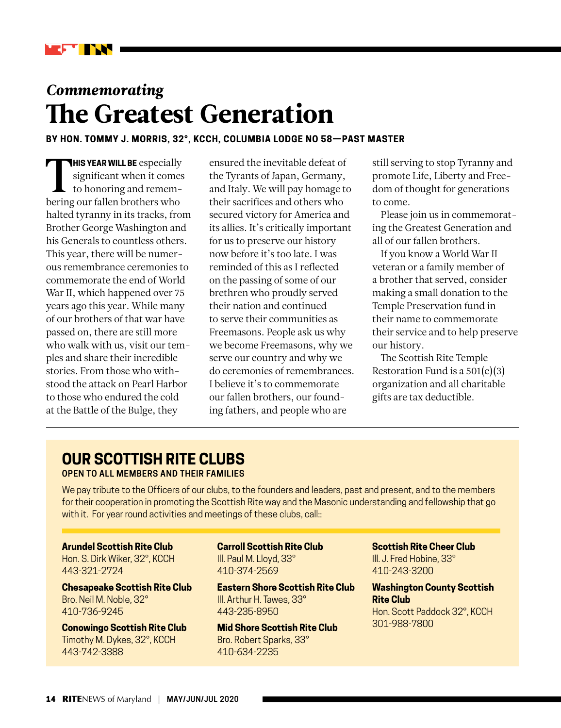*Commemorating*

# The Greatest Generation

**BY HON. TOMMY J. MORRIS, 32°, KCCH, COLUMBIA LODGE NO 58—PAST MASTER**

**THIS YEAR WILL BE** especially significant when it comes to honoring and remembering our fallen brothers who halted tyranny in its tracks, from Brother George Washington and his Generals to countless others. This year, there will be numerous remembrance ceremonies to commemorate the end of World War II, which happened over 75 years ago this year. While many of our brothers of that war have passed on, there are still more who walk with us, visit our temples and share their incredible stories. From those who withstood the attack on Pearl Harbor to those who endured the cold at the Battle of the Bulge, they ensured the inevitable defeat of the Tyrants of Japan, Germany, and Italy. We will pay homage to their sacrifices and others who secured victory for America and its allies. It's critically important for us to preserve our history now before it's too late. I was reminded of this as I reflected on the passing of some of our brethren who proudly served their nation and continued to serve their communities as Freemasons. People ask us why we become Freemasons, why we serve our country and why we do ceremonies of remembrances. I believe it's to commemorate our fallen brothers, our founding fathers, and people who are still serving to stop Tyranny and promote Life, Liberty and Freedom of thought for generations to come.

Please join us in commemorating the Greatest Generation and all of our fallen brothers.

If you know a World War II veteran or a family member of a brother that served, consider making a small donation to the Temple Preservation fund in their name to commemorate their service and to help preserve our history.

The Scottish Rite Temple Restoration Fund is a 501(c)(3) organization and all charitable gifts are tax deductible.

---

## OUR SCOTTISH RITE CLUBS

**OPEN TO ALL MEMBERS AND THEIR FAMILIES**

We pay tribute to the Officers of our clubs, to the founders and leaders, past and present, and to the members for their cooperation in promoting the Scottish Rite way and the Masonic understanding and fellowship that go with it. For year round activities and meetings of these clubs, call::

**Arundel Scottish Rite Club**
Hon. S. Dirk Wiker, 32°, KCCH
443-321-2724

**Chesapeake Scottish Rite Club**
Bro. Neil M. Noble, 32°
410-736-9245

**Conowingo Scottish Rite Club**
Timothy M. Dykes, 32°, KCCH
443-742-3388

**Carroll Scottish Rite Club**
Ill. Paul M. Lloyd, 33°
410-374-2569

**Eastern Shore Scottish Rite Club**
Ill. Arthur H. Tawes, 33°
443-235-8950

**Mid Shore Scottish Rite Club**
Bro. Robert Sparks, 33°
410-634-2235

**Scottish Rite Cheer Club**
Ill. J. Fred Hobine, 33°
410-243-3200

**Washington County Scottish Rite Club**
Hon. Scott Paddock 32°, KCCH
301-988-7800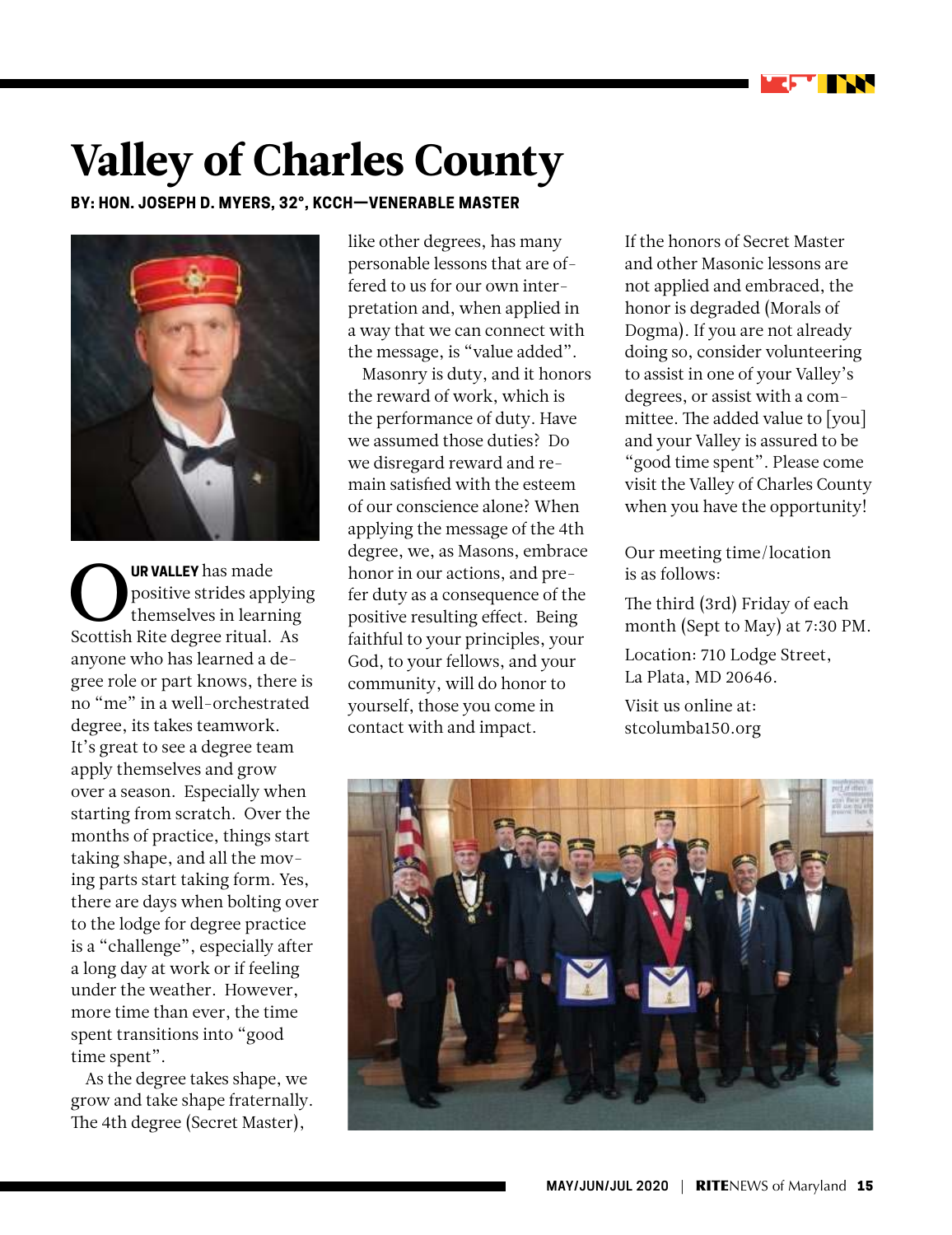# Valley of Charles County

**BY: HON. JOSEPH D. MYERS, 32°, KCCH—VENERABLE MASTER**

**OUR VALLEY** has made positive strides applying themselves in learning Scottish Rite degree ritual. As anyone who has learned a degree role or part knows, there is no "me" in a well-orchestrated degree, its takes teamwork. It's great to see a degree team apply themselves and grow over a season. Especially when starting from scratch. Over the months of practice, things start taking shape, and all the moving parts start taking form. Yes, there are days when bolting over to the lodge for degree practice is a "challenge", especially after a long day at work or if feeling under the weather. However, more time than ever, the time spent transitions into "good time spent".

As the degree takes shape, we grow and take shape fraternally. The 4th degree (Secret Master), like other degrees, has many personable lessons that are offered to us for our own interpretation and, when applied in a way that we can connect with the message, is "value added".

Masonry is duty, and it honors the reward of work, which is the performance of duty. Have we assumed those duties? Do we disregard reward and remain satisfied with the esteem of our conscience alone? When applying the message of the 4th degree, we, as Masons, embrace honor in our actions, and prefer duty as a consequence of the positive resulting effect. Being faithful to your principles, your God, to your fellows, and your community, will do honor to yourself, those you come in contact with and impact.

If the honors of Secret Master and other Masonic lessons are not applied and embraced, the honor is degraded (Morals of Dogma). If you are not already doing so, consider volunteering to assist in one of your Valley's degrees, or assist with a committee. The added value to [you] and your Valley is assured to be "good time spent". Please come visit the Valley of Charles County when you have the opportunity!

Our meeting time/location is as follows:

The third (3rd) Friday of each month (Sept to May) at 7:30 PM.

Location: 710 Lodge Street, La Plata, MD 20646.

Visit us online at: stcolumba150.org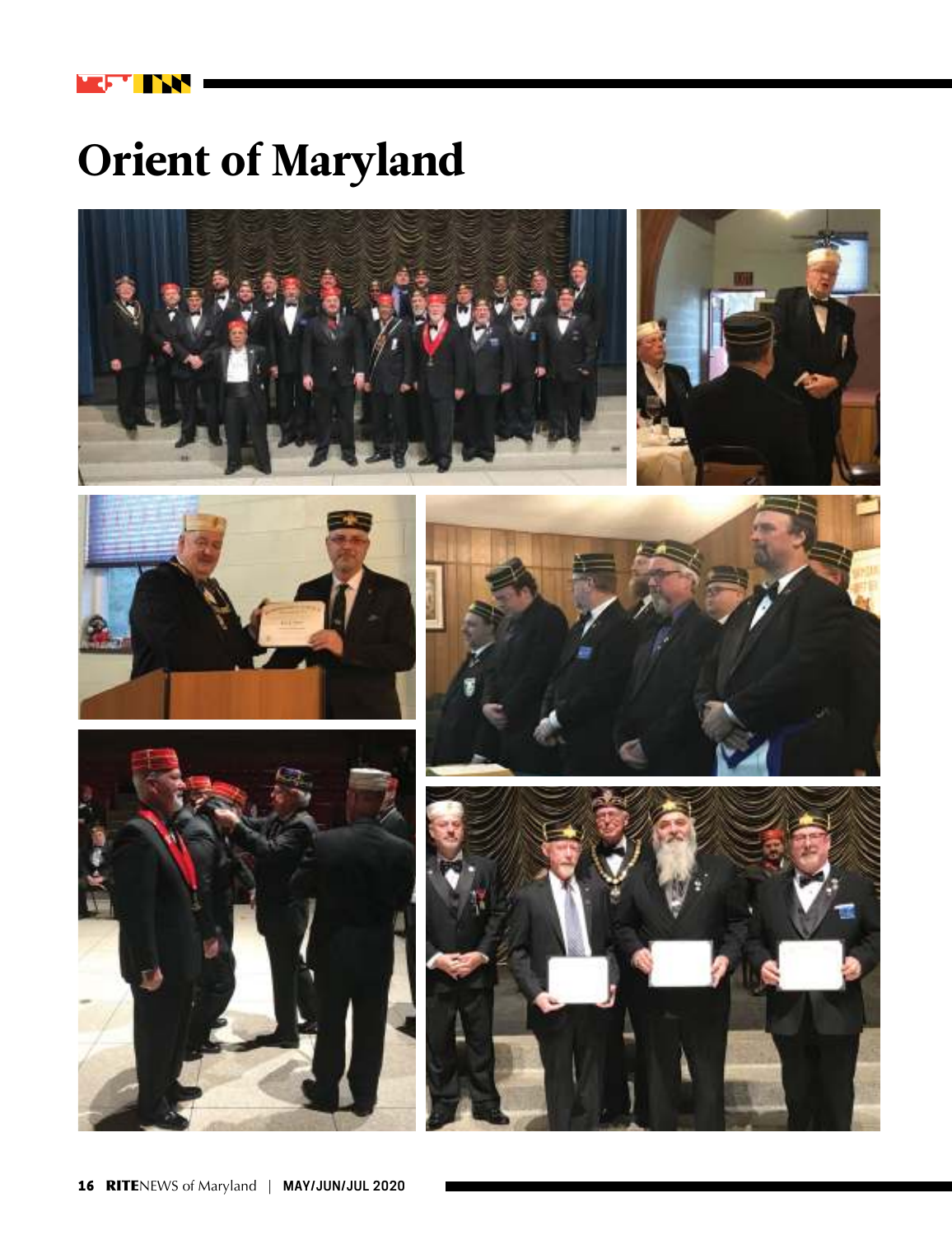# Orient of Maryland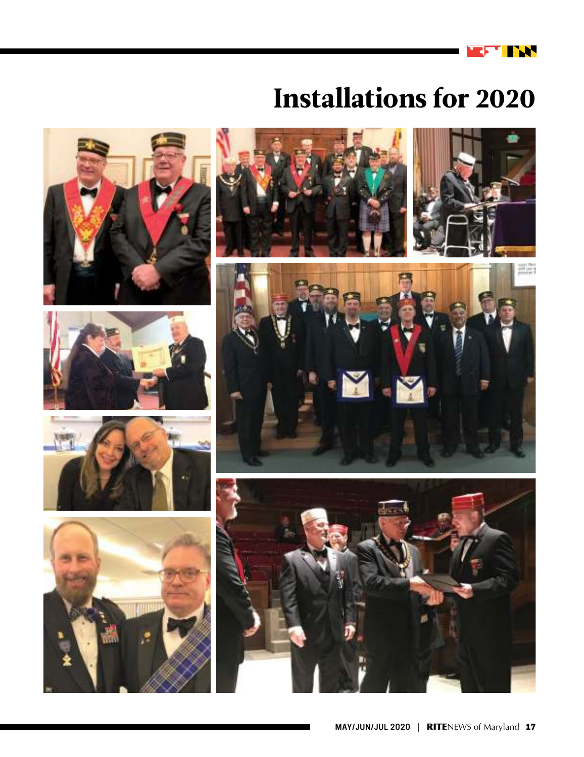# Installations for 2020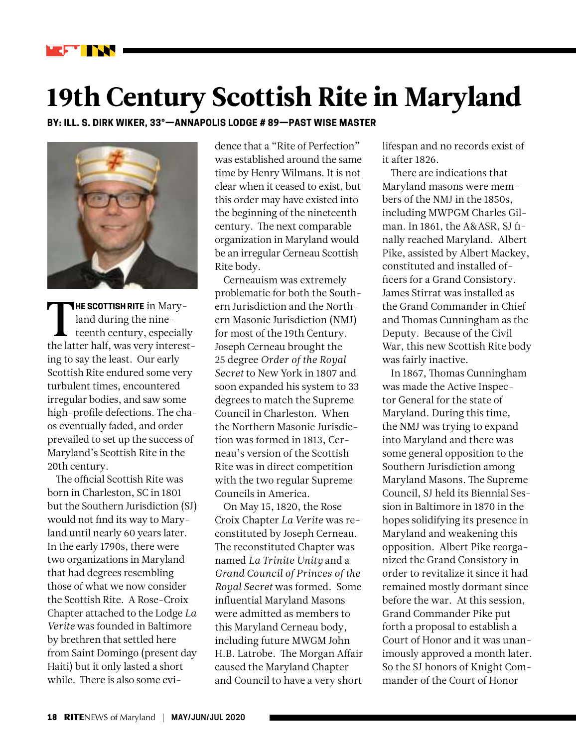# 19th Century Scottish Rite in Maryland

**BY: ILL. S. DIRK WIKER, 33°—ANNAPOLIS LODGE # 89—PAST WISE MASTER**

**THE SCOTTISH RITE** in Maryland during the nineteenth century, especially the latter half, was very interesting to say the least. Our early Scottish Rite endured some very turbulent times, encountered irregular bodies, and saw some high-profile defections. The chaos eventually faded, and order prevailed to set up the success of Maryland's Scottish Rite in the 20th century.

The official Scottish Rite was born in Charleston, SC in 1801 but the Southern Jurisdiction (SJ) would not find its way to Maryland until nearly 60 years later. In the early 1790s, there were two organizations in Maryland that had degrees resembling those of what we now consider the Scottish Rite. A Rose-Croix Chapter attached to the Lodge *La Verite* was founded in Baltimore by brethren that settled here from Saint Domingo (present day Haiti) but it only lasted a short while. There is also some evidence that a "Rite of Perfection" was established around the same time by Henry Wilmans. It is not clear when it ceased to exist, but this order may have existed into the beginning of the nineteenth century. The next comparable organization in Maryland would be an irregular Cerneau Scottish Rite body.

Cerneauism was extremely problematic for both the Southern Jurisdiction and the Northern Masonic Jurisdiction (NMJ) for most of the 19th Century. Joseph Cerneau brought the 25 degree *Order of the Royal Secret* to New York in 1807 and soon expanded his system to 33 degrees to match the Supreme Council in Charleston. When the Northern Masonic Jurisdiction was formed in 1813, Cerneau's version of the Scottish Rite was in direct competition with the two regular Supreme Councils in America.

On May 15, 1820, the Rose Croix Chapter *La Verite* was reconstituted by Joseph Cerneau. The reconstituted Chapter was named *La Trinite Unity* and a *Grand Council of Princes of the Royal Secret* was formed. Some influential Maryland Masons were admitted as members to this Maryland Cerneau body, including future MWGM John H.B. Latrobe. The Morgan Affair caused the Maryland Chapter and Council to have a very short lifespan and no records exist of it after 1826.

There are indications that Maryland masons were members of the NMJ in the 1850s, including MWPGM Charles Gilman. In 1861, the A&ASR, SJ finally reached Maryland. Albert Pike, assisted by Albert Mackey, constituted and installed officers for a Grand Consistory. James Stirrat was installed as the Grand Commander in Chief and Thomas Cunningham as the Deputy. Because of the Civil War, this new Scottish Rite body was fairly inactive.

In 1867, Thomas Cunningham was made the Active Inspector General for the state of Maryland. During this time, the NMJ was trying to expand into Maryland and there was some general opposition to the Southern Jurisdiction among Maryland Masons. The Supreme Council, SJ held its Biennial Session in Baltimore in 1870 in the hopes solidifying its presence in Maryland and weakening this opposition. Albert Pike reorganized the Grand Consistory in order to revitalize it since it had remained mostly dormant since before the war. At this session, Grand Commander Pike put forth a proposal to establish a Court of Honor and it was unanimously approved a month later. So the SJ honors of Knight Commander of the Court of Honor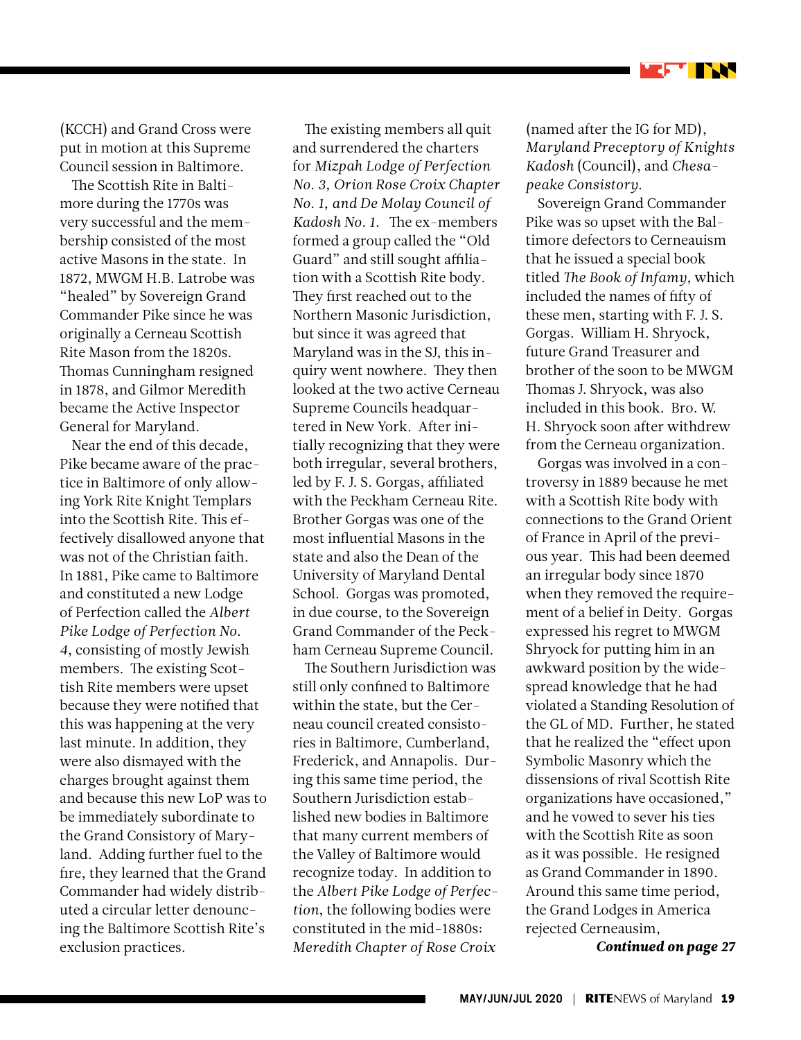(KCCH) and Grand Cross were put in motion at this Supreme Council session in Baltimore.

The Scottish Rite in Baltimore during the 1770s was very successful and the membership consisted of the most active Masons in the state. In 1872, MWGM H.B. Latrobe was "healed" by Sovereign Grand Commander Pike since he was originally a Cerneau Scottish Rite Mason from the 1820s. Thomas Cunningham resigned in 1878, and Gilmor Meredith became the Active Inspector General for Maryland.

Near the end of this decade, Pike became aware of the practice in Baltimore of only allowing York Rite Knight Templars into the Scottish Rite. This effectively disallowed anyone that was not of the Christian faith. In 1881, Pike came to Baltimore and constituted a new Lodge of Perfection called the *Albert Pike Lodge of Perfection No. 4*, consisting of mostly Jewish members. The existing Scottish Rite members were upset because they were notified that this was happening at the very last minute. In addition, they were also dismayed with the charges brought against them and because this new LoP was to be immediately subordinate to the Grand Consistory of Maryland. Adding further fuel to the fire, they learned that the Grand Commander had widely distributed a circular letter denouncing the Baltimore Scottish Rite's exclusion practices.

The existing members all quit and surrendered the charters for *Mizpah Lodge of Perfection No. 3, Orion Rose Croix Chapter No. 1, and De Molay Council of Kadosh No. 1.* The ex-members formed a group called the "Old Guard" and still sought affiliation with a Scottish Rite body. They first reached out to the Northern Masonic Jurisdiction, but since it was agreed that Maryland was in the SJ, this inquiry went nowhere. They then looked at the two active Cerneau Supreme Councils headquartered in New York. After initially recognizing that they were both irregular, several brothers, led by F. J. S. Gorgas, affiliated with the Peckham Cerneau Rite. Brother Gorgas was one of the most influential Masons in the state and also the Dean of the University of Maryland Dental School. Gorgas was promoted, in due course, to the Sovereign Grand Commander of the Peckham Cerneau Supreme Council.

The Southern Jurisdiction was still only confined to Baltimore within the state, but the Cerneau council created consistories in Baltimore, Cumberland, Frederick, and Annapolis. During this same time period, the Southern Jurisdiction established new bodies in Baltimore that many current members of the Valley of Baltimore would recognize today. In addition to the *Albert Pike Lodge of Perfection*, the following bodies were constituted in the mid-1880s: *Meredith Chapter of Rose Croix* (named after the IG for MD), *Maryland Preceptory of Knights Kadosh* (Council), and *Chesapeake Consistory.*

Sovereign Grand Commander Pike was so upset with the Baltimore defectors to Cerneauism that he issued a special book titled *The Book of Infamy*, which included the names of fifty of these men, starting with F. J. S. Gorgas. William H. Shryock, future Grand Treasurer and brother of the soon to be MWGM Thomas J. Shryock, was also included in this book. Bro. W. H. Shryock soon after withdrew from the Cerneau organization.

Gorgas was involved in a controversy in 1889 because he met with a Scottish Rite body with connections to the Grand Orient of France in April of the previous year. This had been deemed an irregular body since 1870 when they removed the requirement of a belief in Deity. Gorgas expressed his regret to MWGM Shryock for putting him in an awkward position by the widespread knowledge that he had violated a Standing Resolution of the GL of MD. Further, he stated that he realized the "effect upon Symbolic Masonry which the dissensions of rival Scottish Rite organizations have occasioned," and he vowed to sever his ties with the Scottish Rite as soon as it was possible. He resigned as Grand Commander in 1890. Around this same time period, the Grand Lodges in America rejected Cerneausim,

***Continued on page 27***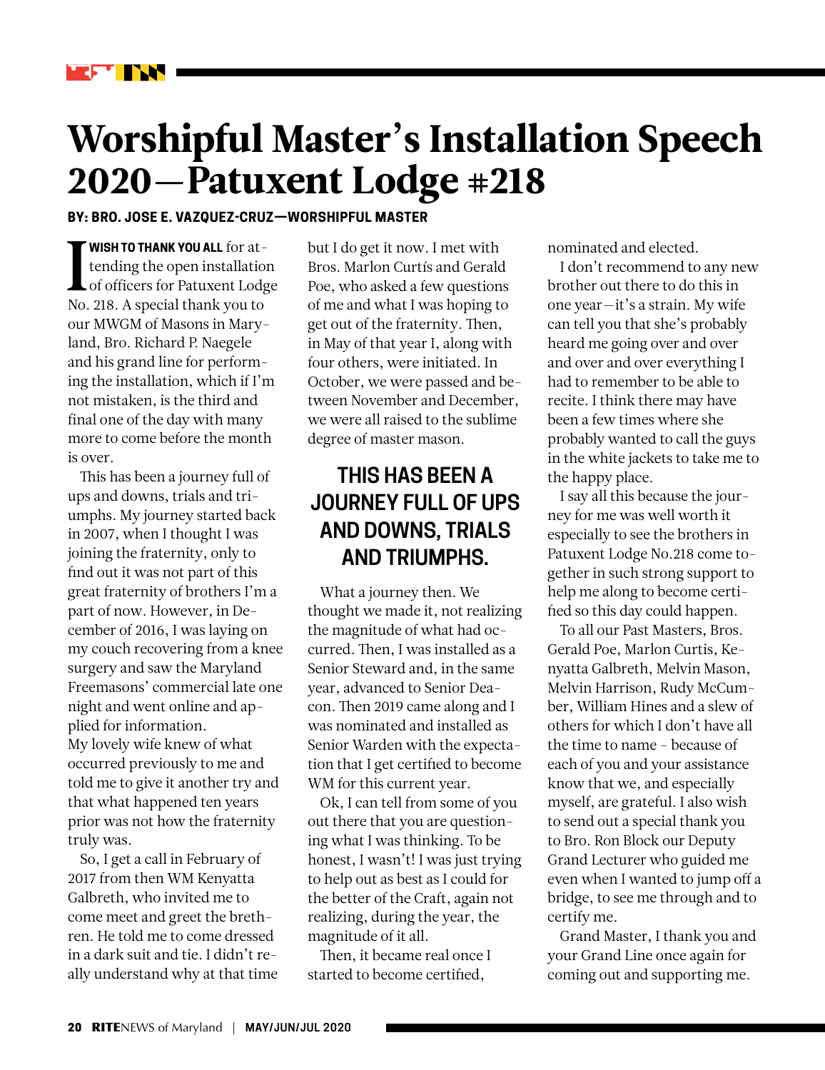# Worshipful Master's Installation Speech 2020—Patuxent Lodge #218

**BY: BRO. JOSE E. VAZQUEZ-CRUZ—WORSHIPFUL MASTER**

**I WISH TO THANK YOU ALL** for attending the open installation of officers for Patuxent Lodge No. 218. A special thank you to our MWGM of Masons in Maryland, Bro. Richard P. Naegele and his grand line for performing the installation, which if I'm not mistaken, is the third and final one of the day with many more to come before the month is over.

This has been a journey full of ups and downs, trials and triumphs. My journey started back in 2007, when I thought I was joining the fraternity, only to find out it was not part of this great fraternity of brothers I'm a part of now. However, in December of 2016, I was laying on my couch recovering from a knee surgery and saw the Maryland Freemasons' commercial late one night and went online and applied for information. My lovely wife knew of what occurred previously to me and told me to give it another try and that what happened ten years prior was not how the fraternity truly was.

So, I get a call in February of 2017 from then WM Kenyatta Galbreth, who invited me to come meet and greet the brethren. He told me to come dressed in a dark suit and tie. I didn't really understand why at that time but I do get it now. I met with Bros. Marlon Curtís and Gerald Poe, who asked a few questions of me and what I was hoping to get out of the fraternity. Then, in May of that year I, along with four others, were initiated. In October, we were passed and between November and December, we were all raised to the sublime degree of master mason.

## THIS HAS BEEN A JOURNEY FULL OF UPS AND DOWNS, TRIALS AND TRIUMPHS.

What a journey then. We thought we made it, not realizing the magnitude of what had occurred. Then, I was installed as a Senior Steward and, in the same year, advanced to Senior Deacon. Then 2019 came along and I was nominated and installed as Senior Warden with the expectation that I get certified to become WM for this current year.

Ok, I can tell from some of you out there that you are questioning what I was thinking. To be honest, I wasn't! I was just trying to help out as best as I could for the better of the Craft, again not realizing, during the year, the magnitude of it all.

Then, it became real once I started to become certified, nominated and elected.

I don't recommend to any new brother out there to do this in one year—it's a strain. My wife can tell you that she's probably heard me going over and over and over and over everything I had to remember to be able to recite. I think there may have been a few times where she probably wanted to call the guys in the white jackets to take me to the happy place.

I say all this because the journey for me was well worth it especially to see the brothers in Patuxent Lodge No.218 come together in such strong support to help me along to become certified so this day could happen.

To all our Past Masters, Bros. Gerald Poe, Marlon Curtis, Kenyatta Galbreth, Melvin Mason, Melvin Harrison, Rudy McCumber, William Hines and a slew of others for which I don't have all the time to name - because of each of you and your assistance know that we, and especially myself, are grateful. I also wish to send out a special thank you to Bro. Ron Block our Deputy Grand Lecturer who guided me even when I wanted to jump off a bridge, to see me through and to certify me.

Grand Master, I thank you and your Grand Line once again for coming out and supporting me.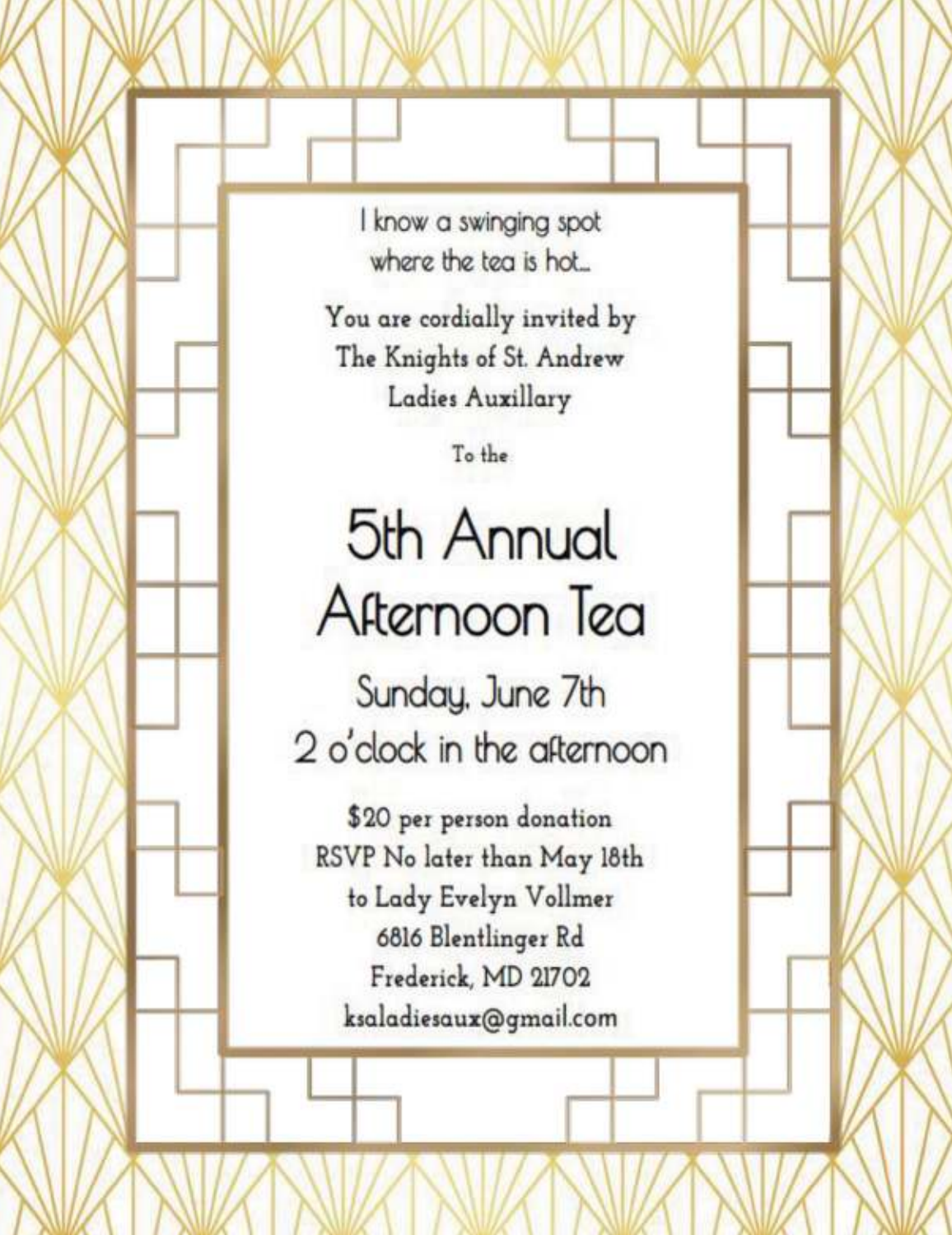I know a swinging spot
where the tea is hot...

You are cordially invited by
The Knights of St. Andrew
Ladies Auxillary

To the

# 5th Annual
# Afternoon Tea

## Sunday, June 7th
## 2 o'clock in the afternoon

$20 per person donation
RSVP No later than May 18th
to Lady Evelyn Vollmer
6816 Blentlinger Rd
Frederick, MD 21702
ksaladiesaux@gmail.com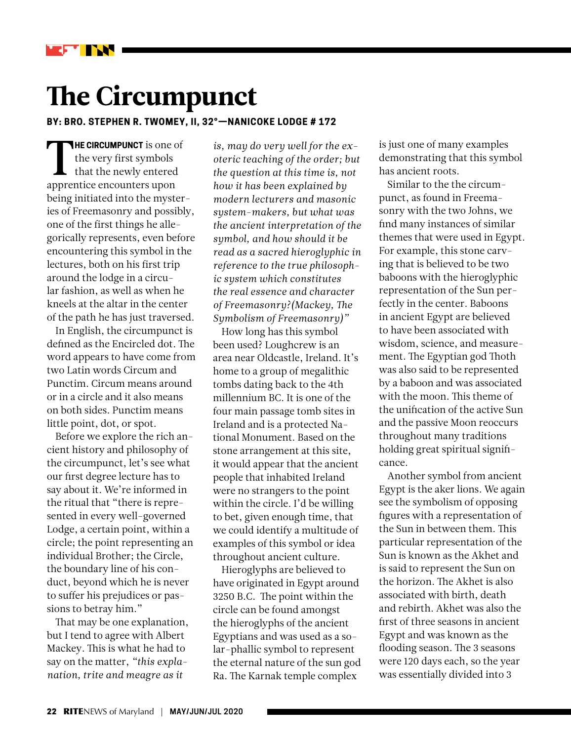# The Circumpunct

**BY: BRO. STEPHEN R. TWOMEY, II, 32°—NANICOKE LODGE # 172**

**THE CIRCUMPUNCT** is one of the very first symbols that the newly entered apprentice encounters upon being initiated into the mysteries of Freemasonry and possibly, one of the first things he allegorically represents, even before encountering this symbol in the lectures, both on his first trip around the lodge in a circular fashion, as well as when he kneels at the altar in the center of the path he has just traversed.

In English, the circumpunct is defined as the Encircled dot. The word appears to have come from two Latin words Circum and Punctim. Circum means around or in a circle and it also means on both sides. Punctim means little point, dot, or spot.

Before we explore the rich ancient history and philosophy of the circumpunct, let's see what our first degree lecture has to say about it. We're informed in the ritual that "there is represented in every well-governed Lodge, a certain point, within a circle; the point representing an individual Brother; the Circle, the boundary line of his conduct, beyond which he is never to suffer his prejudices or passions to betray him."

That may be one explanation, but I tend to agree with Albert Mackey. This is what he had to say on the matter, *"this explanation, trite and meagre as it is, may do very well for the exoteric teaching of the order; but the question at this time is, not how it has been explained by modern lecturers and masonic system-makers, but what was the ancient interpretation of the symbol, and how should it be read as a sacred hieroglyphic in reference to the true philosophic system which constitutes the real essence and character of Freemasonry?(Mackey, The Symbolism of Freemasonry)"*

How long has this symbol been used? Loughcrew is an area near Oldcastle, Ireland. It's home to a group of megalithic tombs dating back to the 4th millennium BC. It is one of the four main passage tomb sites in Ireland and is a protected National Monument. Based on the stone arrangement at this site, it would appear that the ancient people that inhabited Ireland were no strangers to the point within the circle. I'd be willing to bet, given enough time, that we could identify a multitude of examples of this symbol or idea throughout ancient culture.

Hieroglyphs are believed to have originated in Egypt around 3250 B.C. The point within the circle can be found amongst the hieroglyphs of the ancient Egyptians and was used as a solar-phallic symbol to represent the eternal nature of the sun god Ra. The Karnak temple complex is just one of many examples demonstrating that this symbol has ancient roots.

Similar to the the circumpunct, as found in Freemasonry with the two Johns, we find many instances of similar themes that were used in Egypt. For example, this stone carving that is believed to be two baboons with the hieroglyphic representation of the Sun perfectly in the center. Baboons in ancient Egypt are believed to have been associated with wisdom, science, and measurement. The Egyptian god Thoth was also said to be represented by a baboon and was associated with the moon. This theme of the unification of the active Sun and the passive Moon reoccurs throughout many traditions holding great spiritual significance.

Another symbol from ancient Egypt is the aker lions. We again see the symbolism of opposing figures with a representation of the Sun in between them. This particular representation of the Sun is known as the Akhet and is said to represent the Sun on the horizon. The Akhet is also associated with birth, death and rebirth. Akhet was also the first of three seasons in ancient Egypt and was known as the flooding season. The 3 seasons were 120 days each, so the year was essentially divided into 3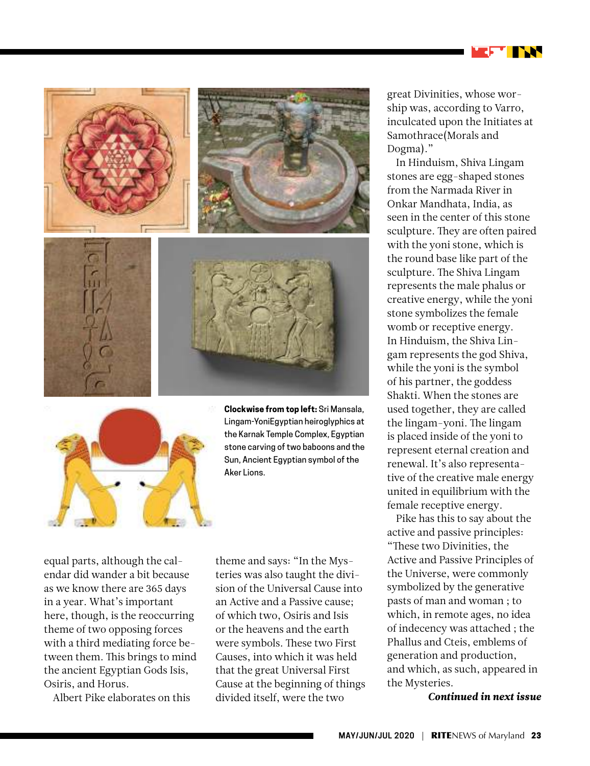**Clockwise from top left:** Sri Mansala, Lingam-YoniEgyptian heiroglyphics at the Karnak Temple Complex, Egyptian stone carving of two baboons and the Sun, Ancient Egyptian symbol of the Aker Lions.

equal parts, although the calendar did wander a bit because as we know there are 365 days in a year. What's important here, though, is the reoccurring theme of two opposing forces with a third mediating force between them. This brings to mind the ancient Egyptian Gods Isis, Osiris, and Horus.

Albert Pike elaborates on this theme and says: "In the Mysteries was also taught the division of the Universal Cause into an Active and a Passive cause; of which two, Osiris and Isis or the heavens and the earth were symbols. These two First Causes, into which it was held that the great Universal First Cause at the beginning of things divided itself, were the two great Divinities, whose worship was, according to Varro, inculcated upon the Initiates at Samothrace(Morals and Dogma)."

In Hinduism, Shiva Lingam stones are egg-shaped stones from the Narmada River in Onkar Mandhata, India, as seen in the center of this stone sculpture. They are often paired with the yoni stone, which is the round base like part of the sculpture. The Shiva Lingam represents the male phalus or creative energy, while the yoni stone symbolizes the female womb or receptive energy. In Hinduism, the Shiva Lingam represents the god Shiva, while the yoni is the symbol of his partner, the goddess Shakti. When the stones are used together, they are called the lingam-yoni. The lingam is placed inside of the yoni to represent eternal creation and renewal. It's also representative of the creative male energy united in equilibrium with the female receptive energy.

Pike has this to say about the active and passive principles: "These two Divinities, the Active and Passive Principles of the Universe, were commonly symbolized by the generative pasts of man and woman ; to which, in remote ages, no idea of indecency was attached ; the Phallus and Cteis, emblems of generation and production, and which, as such, appeared in the Mysteries.

***Continued in next issue***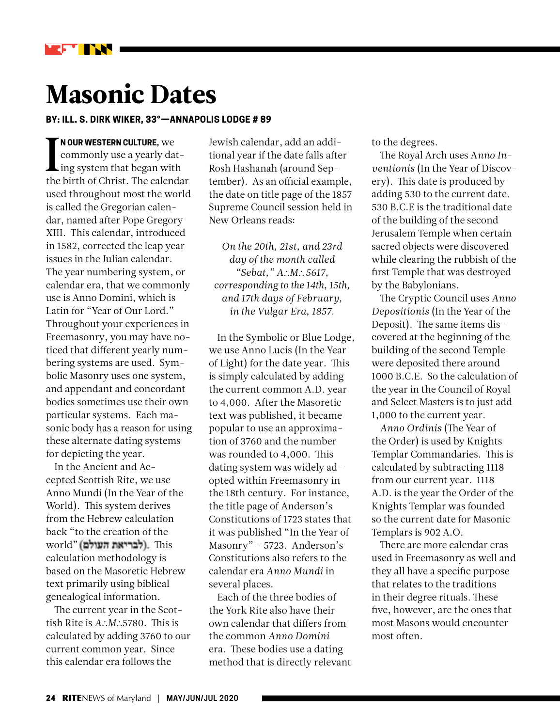# Masonic Dates

**BY: ILL. S. DIRK WIKER, 33°—ANNAPOLIS LODGE # 89**

**IN OUR WESTERN CULTURE,** we commonly use a yearly dating system that began with the birth of Christ. The calendar used throughout most the world is called the Gregorian calendar, named after Pope Gregory XIII. This calendar, introduced in 1582, corrected the leap year issues in the Julian calendar. The year numbering system, or calendar era, that we commonly use is Anno Domini, which is Latin for "Year of Our Lord." Throughout your experiences in Freemasonry, you may have noticed that different yearly numbering systems are used. Symbolic Masonry uses one system, and appendant and concordant bodies sometimes use their own particular systems. Each masonic body has a reason for using these alternate dating systems for depicting the year.

In the Ancient and Accepted Scottish Rite, we use Anno Mundi (In the Year of the World). This system derives from the Hebrew calculation back "to the creation of the world" (לבריאת העולם). This calculation methodology is based on the Masoretic Hebrew text primarily using biblical genealogical information.

The current year in the Scottish Rite is *A∴M∴*5780. This is calculated by adding 3760 to our current common year. Since this calendar era follows the Jewish calendar, add an additional year if the date falls after Rosh Hashanah (around September). As an official example, the date on title page of the 1857 Supreme Council session held in New Orleans reads:

> *On the 20th, 21st, and 23rd day of the month called "Sebat," A∴M∴ 5617, corresponding to the 14th, 15th, and 17th days of February, in the Vulgar Era, 1857.*

In the Symbolic or Blue Lodge, we use Anno Lucis (In the Year of Light) for the date year. This is simply calculated by adding the current common A.D. year to 4,000. After the Masoretic text was published, it became popular to use an approximation of 3760 and the number was rounded to 4,000. This dating system was widely adopted within Freemasonry in the 18th century. For instance, the title page of Anderson's Constitutions of 1723 states that it was published "In the Year of Masonry" - 5723. Anderson's Constitutions also refers to the calendar era *Anno Mundi* in several places.

Each of the three bodies of the York Rite also have their own calendar that differs from the common *Anno Domini* era. These bodies use a dating method that is directly relevant to the degrees.

The Royal Arch uses *Anno Inventionis* (In the Year of Discovery). This date is produced by adding 530 to the current date. 530 B.C.E is the traditional date of the building of the second Jerusalem Temple when certain sacred objects were discovered while clearing the rubbish of the first Temple that was destroyed by the Babylonians.

The Cryptic Council uses *Anno Depositionis* (In the Year of the Deposit). The same items discovered at the beginning of the building of the second Temple were deposited there around 1000 B.C.E. So the calculation of the year in the Council of Royal and Select Masters is to just add 1,000 to the current year.

*Anno Ordinis* (The Year of the Order) is used by Knights Templar Commandaries. This is calculated by subtracting 1118 from our current year. 1118 A.D. is the year the Order of the Knights Templar was founded so the current date for Masonic Templars is 902 A.O.

There are more calendar eras used in Freemasonry as well and they all have a specific purpose that relates to the traditions in their degree rituals. These five, however, are the ones that most Masons would encounter most often.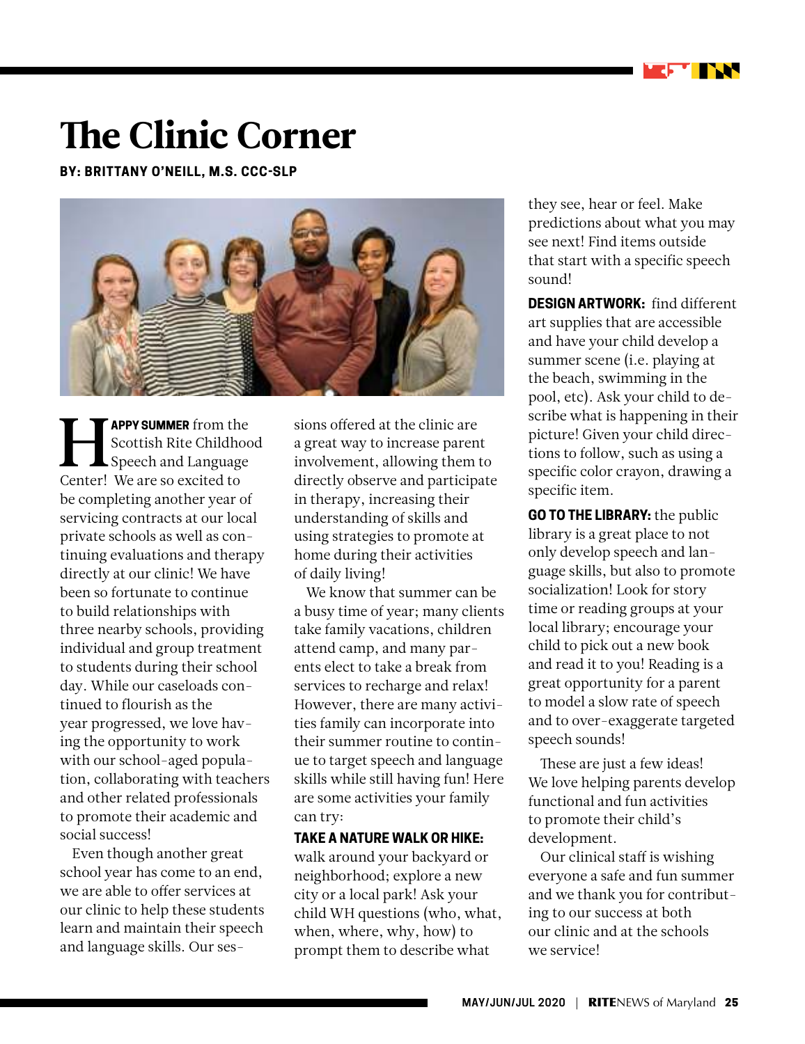# The Clinic Corner

**BY: BRITTANY O'NEILL, M.S. CCC-SLP**

**HAPPY SUMMER** from the Scottish Rite Childhood Speech and Language Center! We are so excited to be completing another year of servicing contracts at our local private schools as well as continuing evaluations and therapy directly at our clinic! We have been so fortunate to continue to build relationships with three nearby schools, providing individual and group treatment to students during their school day. While our caseloads continued to flourish as the year progressed, we love having the opportunity to work with our school-aged population, collaborating with teachers and other related professionals to promote their academic and social success!

Even though another great school year has come to an end, we are able to offer services at our clinic to help these students learn and maintain their speech and language skills. Our sessions offered at the clinic are a great way to increase parent involvement, allowing them to directly observe and participate in therapy, increasing their understanding of skills and using strategies to promote at home during their activities of daily living!

We know that summer can be a busy time of year; many clients take family vacations, children attend camp, and many parents elect to take a break from services to recharge and relax! However, there are many activities family can incorporate into their summer routine to continue to target speech and language skills while still having fun! Here are some activities your family can try:

**TAKE A NATURE WALK OR HIKE:** walk around your backyard or neighborhood; explore a new city or a local park! Ask your child WH questions (who, what, when, where, why, how) to prompt them to describe what they see, hear or feel. Make predictions about what you may see next! Find items outside that start with a specific speech sound!

**DESIGN ARTWORK:** find different art supplies that are accessible and have your child develop a summer scene (i.e. playing at the beach, swimming in the pool, etc). Ask your child to describe what is happening in their picture! Given your child directions to follow, such as using a specific color crayon, drawing a specific item.

**GO TO THE LIBRARY:** the public library is a great place to not only develop speech and language skills, but also to promote socialization! Look for story time or reading groups at your local library; encourage your child to pick out a new book and read it to you! Reading is a great opportunity for a parent to model a slow rate of speech and to over-exaggerate targeted speech sounds!

These are just a few ideas! We love helping parents develop functional and fun activities to promote their child's development.

Our clinical staff is wishing everyone a safe and fun summer and we thank you for contributing to our success at both our clinic and at the schools we service!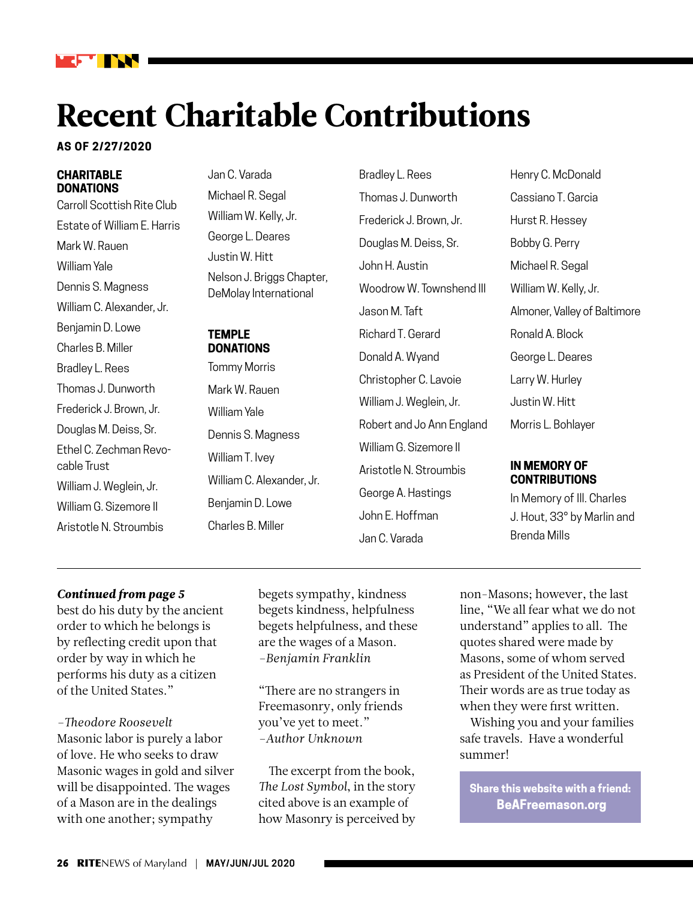# Recent Charitable Contributions

**AS OF 2/27/2020**

**CHARITABLE DONATIONS**

Carroll Scottish Rite Club
Estate of William E. Harris
Mark W. Rauen
William Yale
Dennis S. Magness
William C. Alexander, Jr.
Benjamin D. Lowe
Charles B. Miller
Bradley L. Rees
Thomas J. Dunworth
Frederick J. Brown, Jr.
Douglas M. Deiss, Sr.
Ethel C. Zechman Revocable Trust
William J. Weglein, Jr.
William G. Sizemore II
Aristotle N. Stroumbis
Jan C. Varada
Michael R. Segal
William W. Kelly, Jr.
George L. Deares
Justin W. Hitt
Nelson J. Briggs Chapter, DeMolay International

**TEMPLE DONATIONS**

Tommy Morris
Mark W. Rauen
William Yale
Dennis S. Magness
William T. Ivey
William C. Alexander, Jr.
Benjamin D. Lowe
Charles B. Miller
Bradley L. Rees
Thomas J. Dunworth
Frederick J. Brown, Jr.
Douglas M. Deiss, Sr.
John H. Austin
Woodrow W. Townshend III
Jason M. Taft
Richard T. Gerard
Donald A. Wyand
Christopher C. Lavoie
William J. Weglein, Jr.
Robert and Jo Ann England
William G. Sizemore II
Aristotle N. Stroumbis
George A. Hastings
John E. Hoffman
Jan C. Varada
Henry C. McDonald
Cassiano T. Garcia
Hurst R. Hessey
Bobby G. Perry
Michael R. Segal
William W. Kelly, Jr.
Almoner, Valley of Baltimore
Ronald A. Block
George L. Deares
Larry W. Hurley
Justin W. Hitt
Morris L. Bohlayer

**IN MEMORY OF CONTRIBUTIONS**

In Memory of Ill. Charles J. Hout, 33° by Marlin and Brenda Mills

---

***Continued from page 5***

best do his duty by the ancient order to which he belongs is by reflecting credit upon that order by way in which he performs his duty as a citizen of the United States."

*–Theodore Roosevelt*

Masonic labor is purely a labor of love. He who seeks to draw Masonic wages in gold and silver will be disappointed. The wages of a Mason are in the dealings with one another; sympathy begets sympathy, kindness begets kindness, helpfulness begets helpfulness, and these are the wages of a Mason.
*–Benjamin Franklin*

"There are no strangers in Freemasonry, only friends you've yet to meet."
*–Author Unknown*

The excerpt from the book, *The Lost Symbol*, in the story cited above is an example of how Masonry is perceived by non-Masons; however, the last line, "We all fear what we do not understand" applies to all. The quotes shared were made by Masons, some of whom served as President of the United States. Their words are as true today as when they were first written.

Wishing you and your families safe travels. Have a wonderful summer!

**Share this website with a friend: BeAFreemason.org**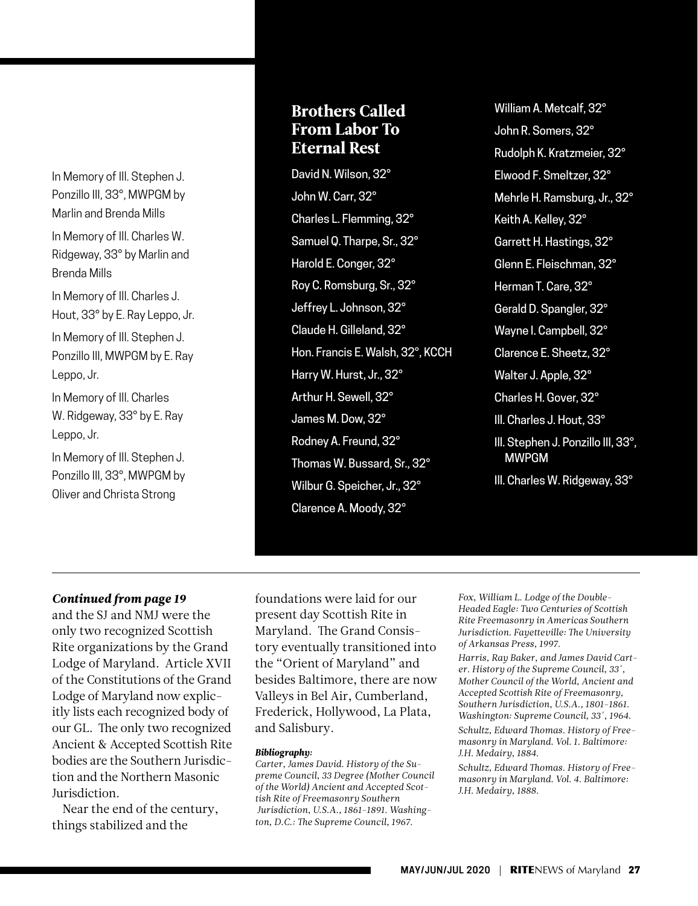In Memory of Ill. Stephen J. Ponzillo III, 33°, MWPGM by Marlin and Brenda Mills

In Memory of Ill. Charles W. Ridgeway, 33° by Marlin and Brenda Mills

In Memory of Ill. Charles J. Hout, 33° by E. Ray Leppo, Jr.

In Memory of Ill. Stephen J. Ponzillo III, MWPGM by E. Ray Leppo, Jr.

In Memory of Ill. Charles W. Ridgeway, 33° by E. Ray Leppo, Jr.

In Memory of Ill. Stephen J. Ponzillo III, 33°, MWPGM by Oliver and Christa Strong

## Brothers Called From Labor To Eternal Rest

David N. Wilson, 32°

John W. Carr, 32°

Charles L. Flemming, 32°

Samuel Q. Tharpe, Sr., 32°

Harold E. Conger, 32°

Roy C. Romsburg, Sr., 32°

Jeffrey L. Johnson, 32°

Claude H. Gilleland, 32°

Hon. Francis E. Walsh, 32°, KCCH

Harry W. Hurst, Jr., 32°

Arthur H. Sewell, 32°

James M. Dow, 32°

Rodney A. Freund, 32°

Thomas W. Bussard, Sr., 32°

Wilbur G. Speicher, Jr., 32°

Clarence A. Moody, 32°

William A. Metcalf, 32°

John R. Somers, 32°

Rudolph K. Kratzmeier, 32°

Elwood F. Smeltzer, 32°

Mehrle H. Ramsburg, Jr., 32°

Keith A. Kelley, 32°

Garrett H. Hastings, 32°

Glenn E. Fleischman, 32°

Herman T. Care, 32°

Gerald D. Spangler, 32°

Wayne I. Campbell, 32°

Clarence E. Sheetz, 32°

Walter J. Apple, 32°

Charles H. Gover, 32°

Ill. Charles J. Hout, 33°

Ill. Stephen J. Ponzillo III, 33°, MWPGM

Ill. Charles W. Ridgeway, 33°

---

***Continued from page 19***

and the SJ and NMJ were the only two recognized Scottish Rite organizations by the Grand Lodge of Maryland. Article XVII of the Constitutions of the Grand Lodge of Maryland now explicitly lists each recognized body of our GL. The only two recognized Ancient & Accepted Scottish Rite bodies are the Southern Jurisdiction and the Northern Masonic Jurisdiction.

Near the end of the century, things stabilized and the foundations were laid for our present day Scottish Rite in Maryland. The Grand Consistory eventually transitioned into the "Orient of Maryland" and besides Baltimore, there are now Valleys in Bel Air, Cumberland, Frederick, Hollywood, La Plata, and Salisbury.

***Bibliography:***

*Carter, James David. History of the Supreme Council, 33 Degree (Mother Council of the World) Ancient and Accepted Scottish Rite of Freemasonry Southern Jurisdiction, U.S.A., 1861-1891. Washington, D.C.: The Supreme Council, 1967.*

*Fox, William L. Lodge of the Double-Headed Eagle: Two Centuries of Scottish Rite Freemasonry in Americas Southern Jurisdiction. Fayetteville: The University of Arkansas Press, 1997.*

*Harris, Ray Baker, and James David Carter. History of the Supreme Council, 33°, Mother Council of the World, Ancient and Accepted Scottish Rite of Freemasonry, Southern Jurisdiction, U.S.A., 1801-1861. Washington: Supreme Council, 33°, 1964.*

*Schultz, Edward Thomas. History of Freemasonry in Maryland. Vol. 1. Baltimore: J.H. Medairy, 1884.*

*Schultz, Edward Thomas. History of Freemasonry in Maryland. Vol. 4. Baltimore: J.H. Medairy, 1888.*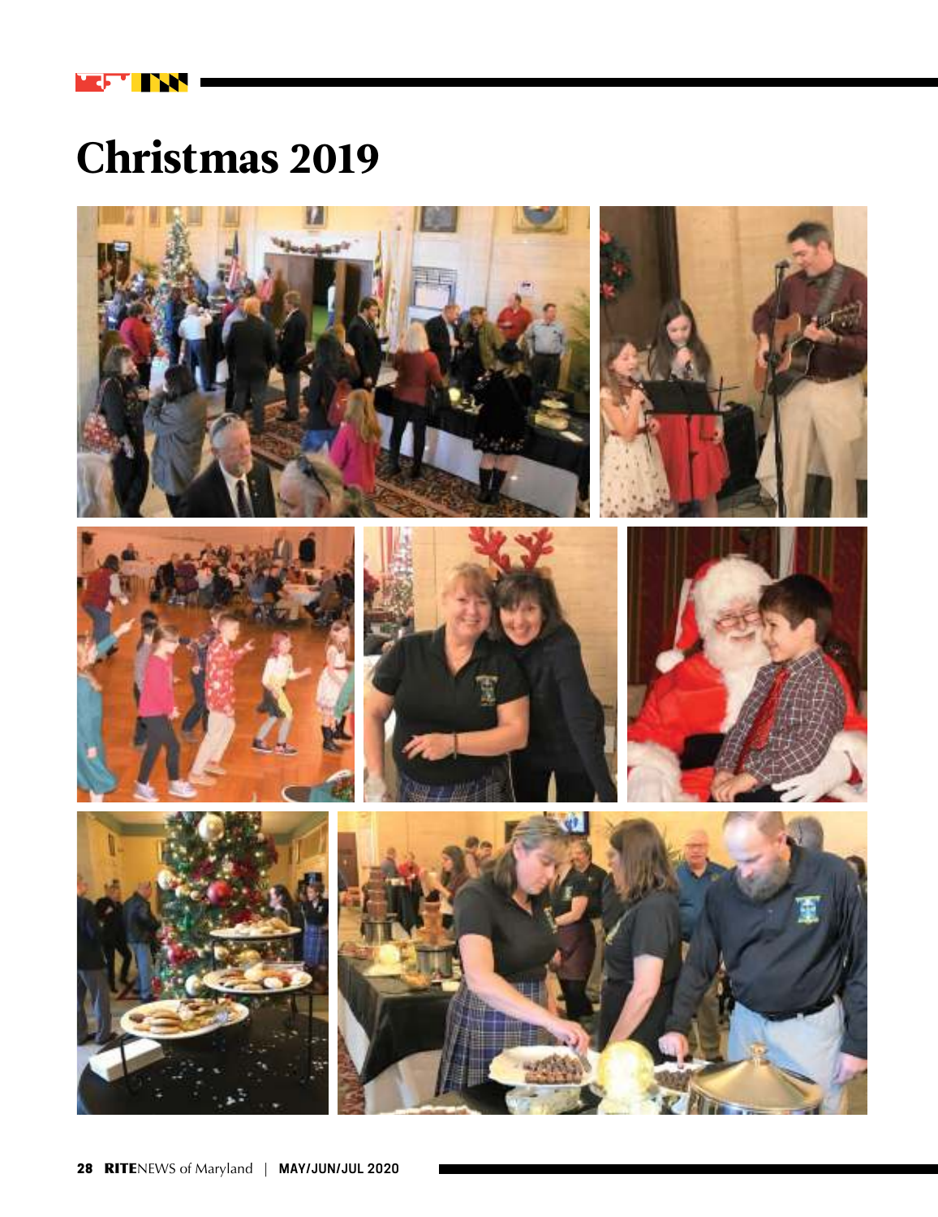# Christmas 2019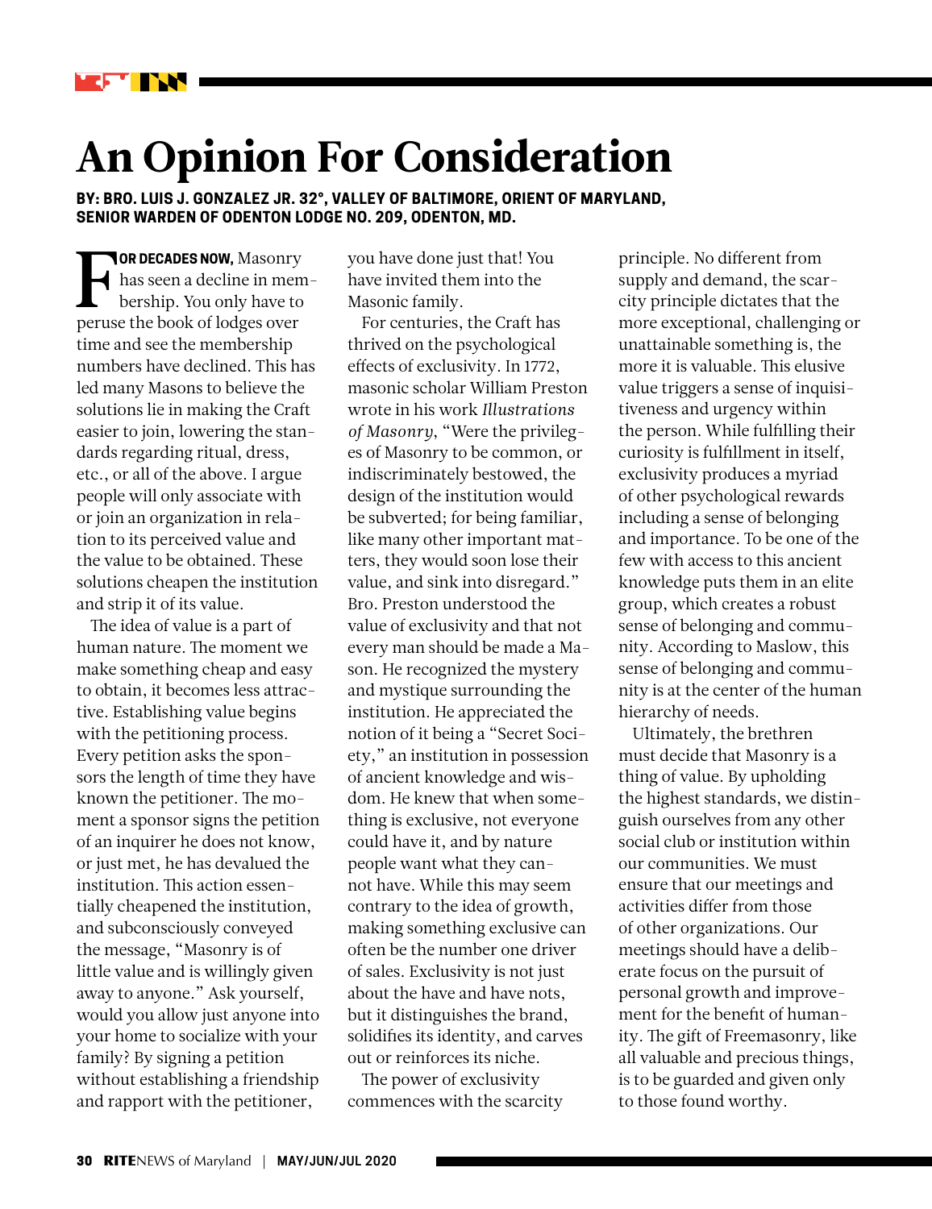# An Opinion For Consideration

**BY: BRO. LUIS J. GONZALEZ JR. 32°, VALLEY OF BALTIMORE, ORIENT OF MARYLAND, SENIOR WARDEN OF ODENTON LODGE NO. 209, ODENTON, MD.**

**FOR DECADES NOW,** Masonry has seen a decline in membership. You only have to peruse the book of lodges over time and see the membership numbers have declined. This has led many Masons to believe the solutions lie in making the Craft easier to join, lowering the standards regarding ritual, dress, etc., or all of the above. I argue people will only associate with or join an organization in relation to its perceived value and the value to be obtained. These solutions cheapen the institution and strip it of its value.

The idea of value is a part of human nature. The moment we make something cheap and easy to obtain, it becomes less attractive. Establishing value begins with the petitioning process. Every petition asks the sponsors the length of time they have known the petitioner. The moment a sponsor signs the petition of an inquirer he does not know, or just met, he has devalued the institution. This action essentially cheapened the institution, and subconsciously conveyed the message, "Masonry is of little value and is willingly given away to anyone." Ask yourself, would you allow just anyone into your home to socialize with your family? By signing a petition without establishing a friendship and rapport with the petitioner, you have done just that! You have invited them into the Masonic family.

For centuries, the Craft has thrived on the psychological effects of exclusivity. In 1772, masonic scholar William Preston wrote in his work *Illustrations of Masonry*, "Were the privileges of Masonry to be common, or indiscriminately bestowed, the design of the institution would be subverted; for being familiar, like many other important matters, they would soon lose their value, and sink into disregard." Bro. Preston understood the value of exclusivity and that not every man should be made a Mason. He recognized the mystery and mystique surrounding the institution. He appreciated the notion of it being a "Secret Society," an institution in possession of ancient knowledge and wisdom. He knew that when something is exclusive, not everyone could have it, and by nature people want what they cannot have. While this may seem contrary to the idea of growth, making something exclusive can often be the number one driver of sales. Exclusivity is not just about the have and have nots, but it distinguishes the brand, solidifies its identity, and carves out or reinforces its niche.

The power of exclusivity commences with the scarcity principle. No different from supply and demand, the scarcity principle dictates that the more exceptional, challenging or unattainable something is, the more it is valuable. This elusive value triggers a sense of inquisitiveness and urgency within the person. While fulfilling their curiosity is fulfillment in itself, exclusivity produces a myriad of other psychological rewards including a sense of belonging and importance. To be one of the few with access to this ancient knowledge puts them in an elite group, which creates a robust sense of belonging and community. According to Maslow, this sense of belonging and community is at the center of the human hierarchy of needs.

Ultimately, the brethren must decide that Masonry is a thing of value. By upholding the highest standards, we distinguish ourselves from any other social club or institution within our communities. We must ensure that our meetings and activities differ from those of other organizations. Our meetings should have a deliberate focus on the pursuit of personal growth and improvement for the benefit of humanity. The gift of Freemasonry, like all valuable and precious things, is to be guarded and given only to those found worthy.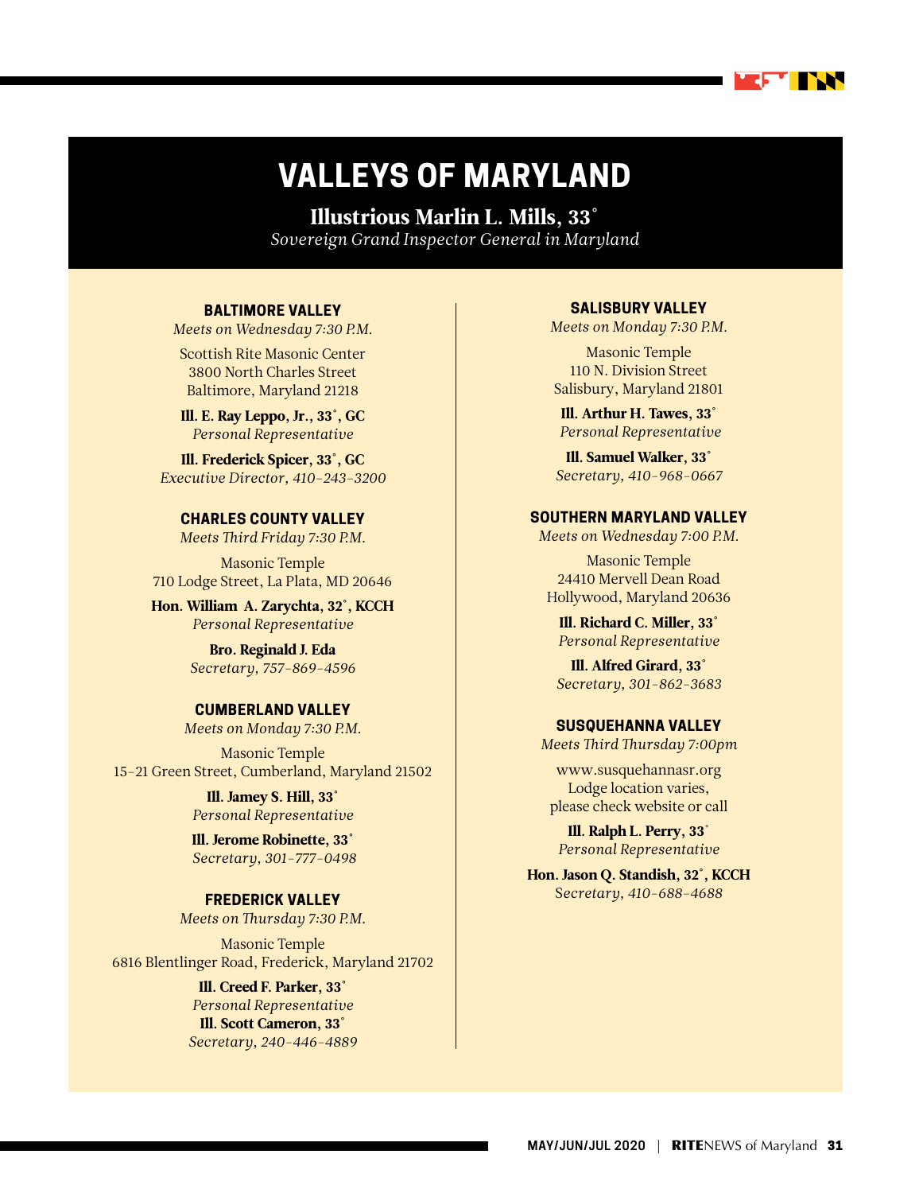# VALLEYS OF MARYLAND

**Illustrious Marlin L. Mills, 33°**
*Sovereign Grand Inspector General in Maryland*

### BALTIMORE VALLEY

*Meets on Wednesday 7:30 P.M.*

Scottish Rite Masonic Center
3800 North Charles Street
Baltimore, Maryland 21218

**Ill. E. Ray Leppo, Jr., 33°, GC**
*Personal Representative*

**Ill. Frederick Spicer, 33°, GC**
*Executive Director, 410-243-3200*

### CHARLES COUNTY VALLEY

*Meets Third Friday 7:30 P.M.*

Masonic Temple
710 Lodge Street, La Plata, MD 20646

**Hon. William A. Zarychta, 32°, KCCH**
*Personal Representative*

**Bro. Reginald J. Eda**
*Secretary, 757-869-4596*

### CUMBERLAND VALLEY

*Meets on Monday 7:30 P.M.*

Masonic Temple
15-21 Green Street, Cumberland, Maryland 21502

**Ill. Jamey S. Hill, 33°**
*Personal Representative*

**Ill. Jerome Robinette, 33°**
*Secretary, 301-777-0498*

### FREDERICK VALLEY

*Meets on Thursday 7:30 P.M.*

Masonic Temple
6816 Blentlinger Road, Frederick, Maryland 21702

**Ill. Creed F. Parker, 33°**
*Personal Representative*
**Ill. Scott Cameron, 33°**
*Secretary, 240-446-4889*

### SALISBURY VALLEY

*Meets on Monday 7:30 P.M.*

Masonic Temple
110 N. Division Street
Salisbury, Maryland 21801

**Ill. Arthur H. Tawes, 33°**
*Personal Representative*

**Ill. Samuel Walker, 33°**
*Secretary, 410-968-0667*

### SOUTHERN MARYLAND VALLEY

*Meets on Wednesday 7:00 P.M.*

Masonic Temple
24410 Mervell Dean Road
Hollywood, Maryland 20636

**Ill. Richard C. Miller, 33°**
*Personal Representative*

**Ill. Alfred Girard, 33°**
*Secretary, 301-862-3683*

### SUSQUEHANNA VALLEY

*Meets Third Thursday 7:00pm*

www.susquehannasr.org
Lodge location varies,
please check website or call

**Ill. Ralph L. Perry, 33°**
*Personal Representative*

**Hon. Jason Q. Standish, 32°, KCCH**
*Secretary, 410-688-4688*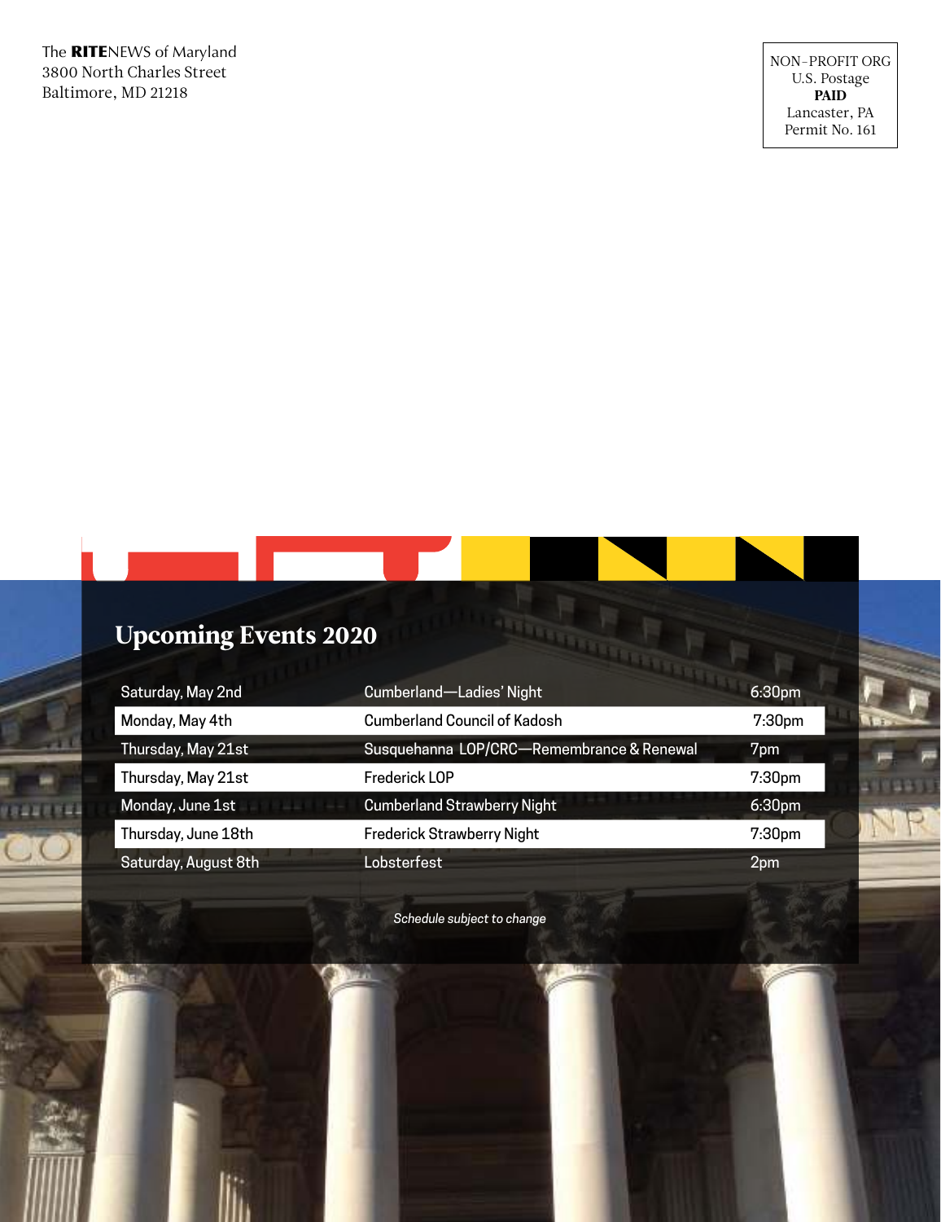The **RITE**NEWS of Maryland
3800 North Charles Street
Baltimore, MD 21218

NON-PROFIT ORG
U.S. Postage
**PAID**
Lancaster, PA
Permit No. 161

## Upcoming Events 2020

| | | |
|---|---|---|
| Saturday, May 2nd | Cumberland—Ladies' Night | 6:30pm |
| Monday, May 4th | Cumberland Council of Kadosh | 7:30pm |
| Thursday, May 21st | Susquehanna LOP/CRC—Remembrance & Renewal | 7pm |
| Thursday, May 21st | Frederick LOP | 7:30pm |
| Monday, June 1st | Cumberland Strawberry Night | 6:30pm |
| Thursday, June 18th | Frederick Strawberry Night | 7:30pm |
| Saturday, August 8th | Lobsterfest | 2pm |

*Schedule subject to change*